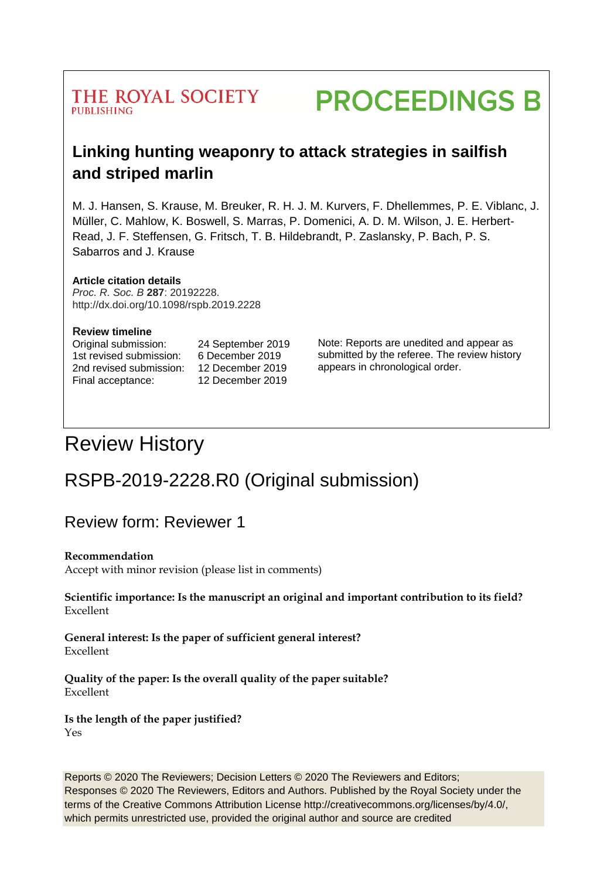THE ROYAL SOCIETY
PUBLISHING

# PROCEEDINGS B

## Linking hunting weaponry to attack strategies in sailfish and striped marlin

M. J. Hansen, S. Krause, M. Breuker, R. H. J. M. Kurvers, F. Dhellemmes, P. E. Viblanc, J. Müller, C. Mahlow, K. Boswell, S. Marras, P. Domenici, A. D. M. Wilson, J. E. Herbert-Read, J. F. Steffensen, G. Fritsch, T. B. Hildebrandt, P. Zaslansky, P. Bach, P. S. Sabarros and J. Krause

**Article citation details**
*Proc. R. Soc. B* **287**: 20192228.
http://dx.doi.org/10.1098/rspb.2019.2228

**Review timeline**

| | |
|---|---|
| Original submission: | 24 September 2019 |
| 1st revised submission: | 6 December 2019 |
| 2nd revised submission: | 12 December 2019 |
| Final acceptance: | 12 December 2019 |

Note: Reports are unedited and appear as submitted by the referee. The review history appears in chronological order.

# Review History

## RSPB-2019-2228.R0 (Original submission)

### Review form: Reviewer 1

**Recommendation**
Accept with minor revision (please list in comments)

**Scientific importance: Is the manuscript an original and important contribution to its field?**
Excellent

**General interest: Is the paper of sufficient general interest?**
Excellent

**Quality of the paper: Is the overall quality of the paper suitable?**
Excellent

**Is the length of the paper justified?**
Yes

Reports © 2020 The Reviewers; Decision Letters © 2020 The Reviewers and Editors; Responses © 2020 The Reviewers, Editors and Authors. Published by the Royal Society under the terms of the Creative Commons Attribution License http://creativecommons.org/licenses/by/4.0/, which permits unrestricted use, provided the original author and source are credited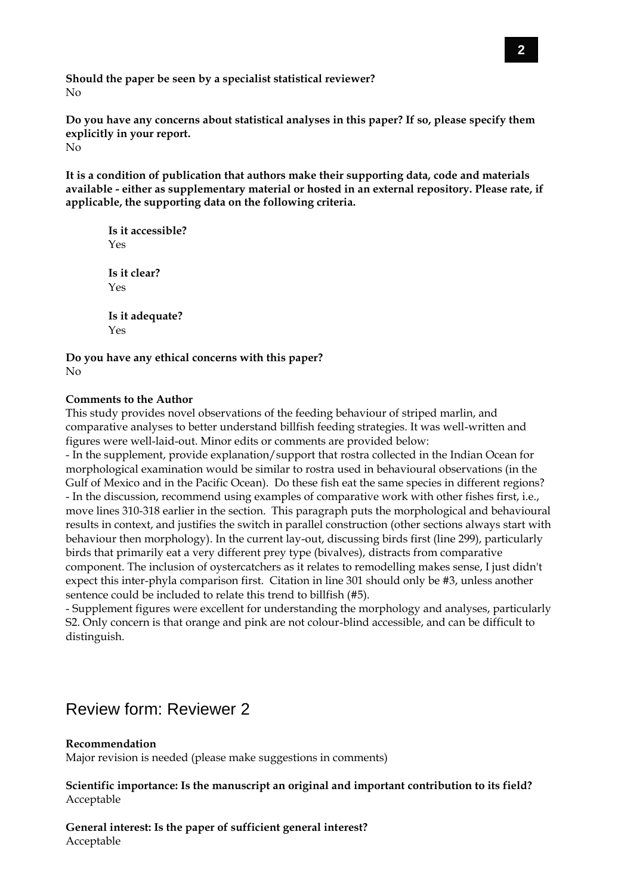**Should the paper be seen by a specialist statistical reviewer?**
No

**Do you have any concerns about statistical analyses in this paper? If so, please specify them explicitly in your report.**
No

**It is a condition of publication that authors make their supporting data, code and materials available - either as supplementary material or hosted in an external repository. Please rate, if applicable, the supporting data on the following criteria.**

> **Is it accessible?**
> Yes
>
> **Is it clear?**
> Yes
>
> **Is it adequate?**
> Yes

**Do you have any ethical concerns with this paper?**
No

**Comments to the Author**
This study provides novel observations of the feeding behaviour of striped marlin, and comparative analyses to better understand billfish feeding strategies. It was well-written and figures were well-laid-out. Minor edits or comments are provided below:
- In the supplement, provide explanation/support that rostra collected in the Indian Ocean for morphological examination would be similar to rostra used in behavioural observations (in the Gulf of Mexico and in the Pacific Ocean). Do these fish eat the same species in different regions?
- In the discussion, recommend using examples of comparative work with other fishes first, i.e., move lines 310-318 earlier in the section. This paragraph puts the morphological and behavioural results in context, and justifies the switch in parallel construction (other sections always start with behaviour then morphology). In the current lay-out, discussing birds first (line 299), particularly birds that primarily eat a very different prey type (bivalves), distracts from comparative component. The inclusion of oystercatchers as it relates to remodelling makes sense, I just didn't expect this inter-phyla comparison first. Citation in line 301 should only be #3, unless another sentence could be included to relate this trend to billfish (#5).
- Supplement figures were excellent for understanding the morphology and analyses, particularly S2. Only concern is that orange and pink are not colour-blind accessible, and can be difficult to distinguish.

## Review form: Reviewer 2

**Recommendation**
Major revision is needed (please make suggestions in comments)

**Scientific importance: Is the manuscript an original and important contribution to its field?**
Acceptable

**General interest: Is the paper of sufficient general interest?**
Acceptable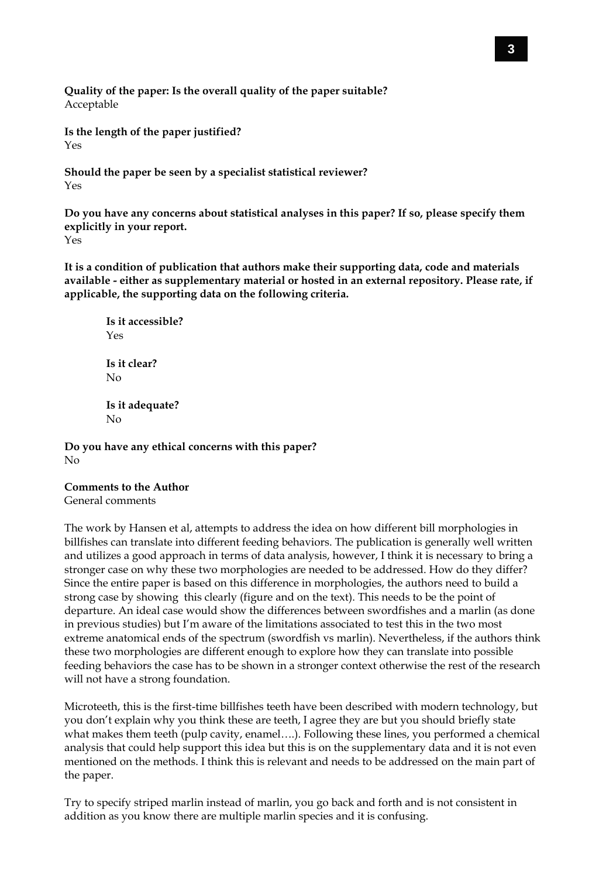**Quality of the paper: Is the overall quality of the paper suitable?**
Acceptable

**Is the length of the paper justified?**
Yes

**Should the paper be seen by a specialist statistical reviewer?**
Yes

**Do you have any concerns about statistical analyses in this paper? If so, please specify them explicitly in your report.**
Yes

**It is a condition of publication that authors make their supporting data, code and materials available - either as supplementary material or hosted in an external repository. Please rate, if applicable, the supporting data on the following criteria.**

> **Is it accessible?**
> Yes
>
> **Is it clear?**
> No
>
> **Is it adequate?**
> No

**Do you have any ethical concerns with this paper?**
No

**Comments to the Author**
General comments

The work by Hansen et al, attempts to address the idea on how different bill morphologies in billfishes can translate into different feeding behaviors. The publication is generally well written and utilizes a good approach in terms of data analysis, however, I think it is necessary to bring a stronger case on why these two morphologies are needed to be addressed. How do they differ? Since the entire paper is based on this difference in morphologies, the authors need to build a strong case by showing this clearly (figure and on the text). This needs to be the point of departure. An ideal case would show the differences between swordfishes and a marlin (as done in previous studies) but I'm aware of the limitations associated to test this in the two most extreme anatomical ends of the spectrum (swordfish vs marlin). Nevertheless, if the authors think these two morphologies are different enough to explore how they can translate into possible feeding behaviors the case has to be shown in a stronger context otherwise the rest of the research will not have a strong foundation.

Microteeth, this is the first-time billfishes teeth have been described with modern technology, but you don't explain why you think these are teeth, I agree they are but you should briefly state what makes them teeth (pulp cavity, enamel….). Following these lines, you performed a chemical analysis that could help support this idea but this is on the supplementary data and it is not even mentioned on the methods. I think this is relevant and needs to be addressed on the main part of the paper.

Try to specify striped marlin instead of marlin, you go back and forth and is not consistent in addition as you know there are multiple marlin species and it is confusing.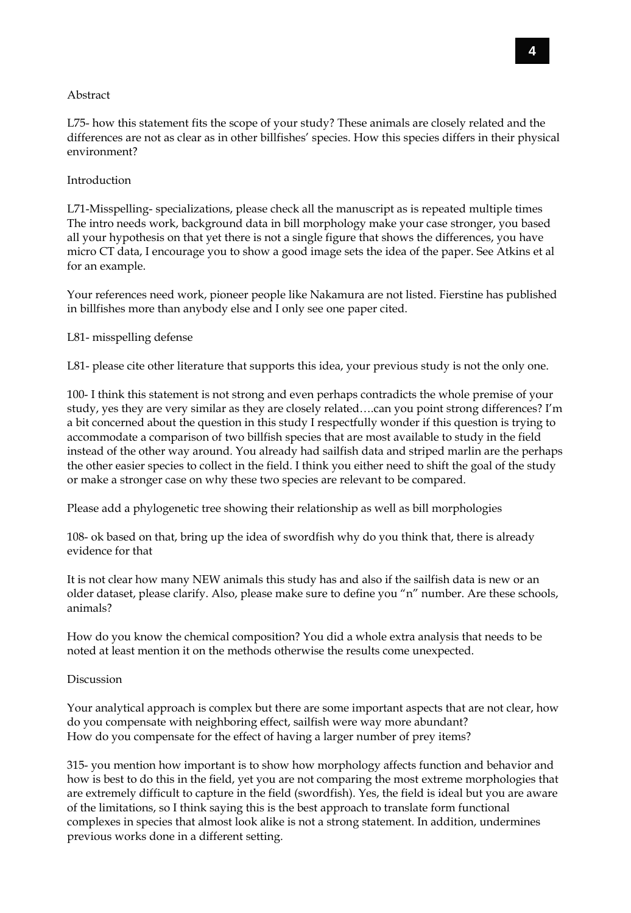Abstract

L75- how this statement fits the scope of your study? These animals are closely related and the differences are not as clear as in other billfishes' species. How this species differs in their physical environment?

Introduction

L71-Misspelling- specializations, please check all the manuscript as is repeated multiple times
The intro needs work, background data in bill morphology make your case stronger, you based all your hypothesis on that yet there is not a single figure that shows the differences, you have micro CT data, I encourage you to show a good image sets the idea of the paper. See Atkins et al for an example.

Your references need work, pioneer people like Nakamura are not listed. Fierstine has published in billfishes more than anybody else and I only see one paper cited.

L81- misspelling defense

L81- please cite other literature that supports this idea, your previous study is not the only one.

100- I think this statement is not strong and even perhaps contradicts the whole premise of your study, yes they are very similar as they are closely related….can you point strong differences? I'm a bit concerned about the question in this study I respectfully wonder if this question is trying to accommodate a comparison of two billfish species that are most available to study in the field instead of the other way around. You already had sailfish data and striped marlin are the perhaps the other easier species to collect in the field. I think you either need to shift the goal of the study or make a stronger case on why these two species are relevant to be compared.

Please add a phylogenetic tree showing their relationship as well as bill morphologies

108- ok based on that, bring up the idea of swordfish why do you think that, there is already evidence for that

It is not clear how many NEW animals this study has and also if the sailfish data is new or an older dataset, please clarify. Also, please make sure to define you "n" number. Are these schools, animals?

How do you know the chemical composition? You did a whole extra analysis that needs to be noted at least mention it on the methods otherwise the results come unexpected.

Discussion

Your analytical approach is complex but there are some important aspects that are not clear, how do you compensate with neighboring effect, sailfish were way more abundant?
How do you compensate for the effect of having a larger number of prey items?

315- you mention how important is to show how morphology affects function and behavior and how is best to do this in the field, yet you are not comparing the most extreme morphologies that are extremely difficult to capture in the field (swordfish). Yes, the field is ideal but you are aware of the limitations, so I think saying this is the best approach to translate form functional complexes in species that almost look alike is not a strong statement. In addition, undermines previous works done in a different setting.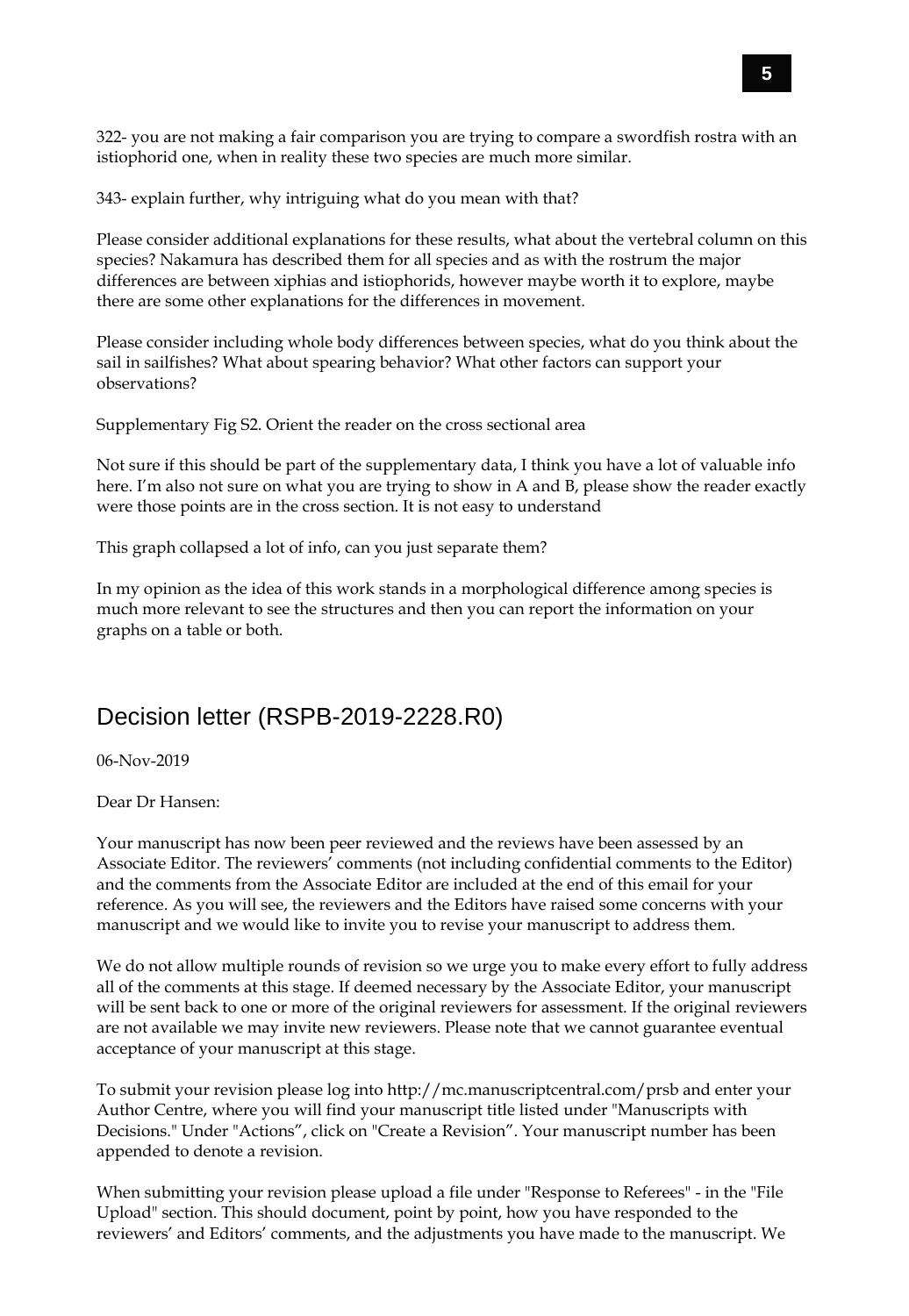322- you are not making a fair comparison you are trying to compare a swordfish rostra with an istiophorid one, when in reality these two species are much more similar.

343- explain further, why intriguing what do you mean with that?

Please consider additional explanations for these results, what about the vertebral column on this species? Nakamura has described them for all species and as with the rostrum the major differences are between xiphias and istiophorids, however maybe worth it to explore, maybe there are some other explanations for the differences in movement.

Please consider including whole body differences between species, what do you think about the sail in sailfishes? What about spearing behavior? What other factors can support your observations?

Supplementary Fig S2. Orient the reader on the cross sectional area

Not sure if this should be part of the supplementary data, I think you have a lot of valuable info here. I'm also not sure on what you are trying to show in A and B, please show the reader exactly were those points are in the cross section. It is not easy to understand

This graph collapsed a lot of info, can you just separate them?

In my opinion as the idea of this work stands in a morphological difference among species is much more relevant to see the structures and then you can report the information on your graphs on a table or both.

## Decision letter (RSPB-2019-2228.R0)

06-Nov-2019

Dear Dr Hansen:

Your manuscript has now been peer reviewed and the reviews have been assessed by an Associate Editor. The reviewers' comments (not including confidential comments to the Editor) and the comments from the Associate Editor are included at the end of this email for your reference. As you will see, the reviewers and the Editors have raised some concerns with your manuscript and we would like to invite you to revise your manuscript to address them.

We do not allow multiple rounds of revision so we urge you to make every effort to fully address all of the comments at this stage. If deemed necessary by the Associate Editor, your manuscript will be sent back to one or more of the original reviewers for assessment. If the original reviewers are not available we may invite new reviewers. Please note that we cannot guarantee eventual acceptance of your manuscript at this stage.

To submit your revision please log into http://mc.manuscriptcentral.com/prsb and enter your Author Centre, where you will find your manuscript title listed under "Manuscripts with Decisions." Under "Actions", click on "Create a Revision". Your manuscript number has been appended to denote a revision.

When submitting your revision please upload a file under "Response to Referees" - in the "File Upload" section. This should document, point by point, how you have responded to the reviewers' and Editors' comments, and the adjustments you have made to the manuscript. We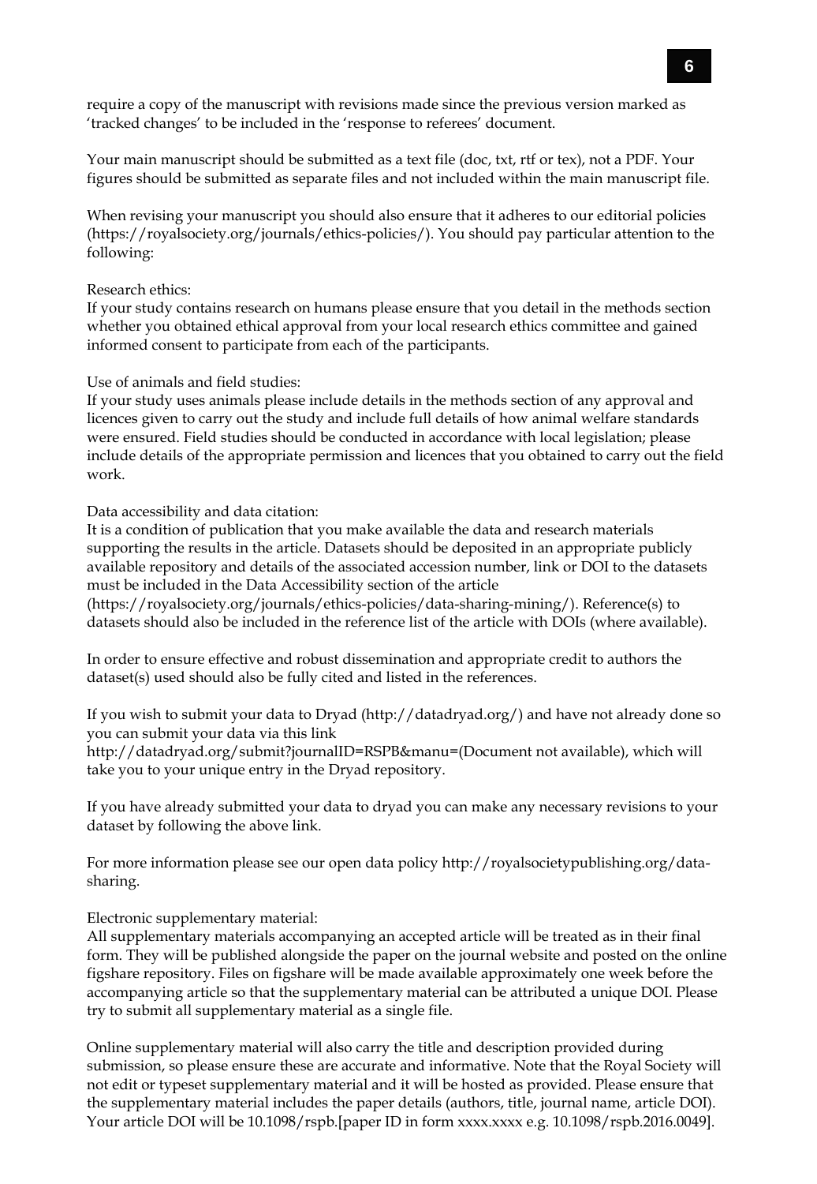require a copy of the manuscript with revisions made since the previous version marked as 'tracked changes' to be included in the 'response to referees' document.

Your main manuscript should be submitted as a text file (doc, txt, rtf or tex), not a PDF. Your figures should be submitted as separate files and not included within the main manuscript file.

When revising your manuscript you should also ensure that it adheres to our editorial policies (https://royalsociety.org/journals/ethics-policies/). You should pay particular attention to the following:

Research ethics:
If your study contains research on humans please ensure that you detail in the methods section whether you obtained ethical approval from your local research ethics committee and gained informed consent to participate from each of the participants.

Use of animals and field studies:
If your study uses animals please include details in the methods section of any approval and licences given to carry out the study and include full details of how animal welfare standards were ensured. Field studies should be conducted in accordance with local legislation; please include details of the appropriate permission and licences that you obtained to carry out the field work.

Data accessibility and data citation:
It is a condition of publication that you make available the data and research materials supporting the results in the article. Datasets should be deposited in an appropriate publicly available repository and details of the associated accession number, link or DOI to the datasets must be included in the Data Accessibility section of the article (https://royalsociety.org/journals/ethics-policies/data-sharing-mining/). Reference(s) to datasets should also be included in the reference list of the article with DOIs (where available).

In order to ensure effective and robust dissemination and appropriate credit to authors the dataset(s) used should also be fully cited and listed in the references.

If you wish to submit your data to Dryad (http://datadryad.org/) and have not already done so you can submit your data via this link
http://datadryad.org/submit?journalID=RSPB&manu=(Document not available), which will take you to your unique entry in the Dryad repository.

If you have already submitted your data to dryad you can make any necessary revisions to your dataset by following the above link.

For more information please see our open data policy http://royalsocietypublishing.org/data-sharing.

Electronic supplementary material:
All supplementary materials accompanying an accepted article will be treated as in their final form. They will be published alongside the paper on the journal website and posted on the online figshare repository. Files on figshare will be made available approximately one week before the accompanying article so that the supplementary material can be attributed a unique DOI. Please try to submit all supplementary material as a single file.

Online supplementary material will also carry the title and description provided during submission, so please ensure these are accurate and informative. Note that the Royal Society will not edit or typeset supplementary material and it will be hosted as provided. Please ensure that the supplementary material includes the paper details (authors, title, journal name, article DOI). Your article DOI will be 10.1098/rspb.[paper ID in form xxxx.xxxx e.g. 10.1098/rspb.2016.0049].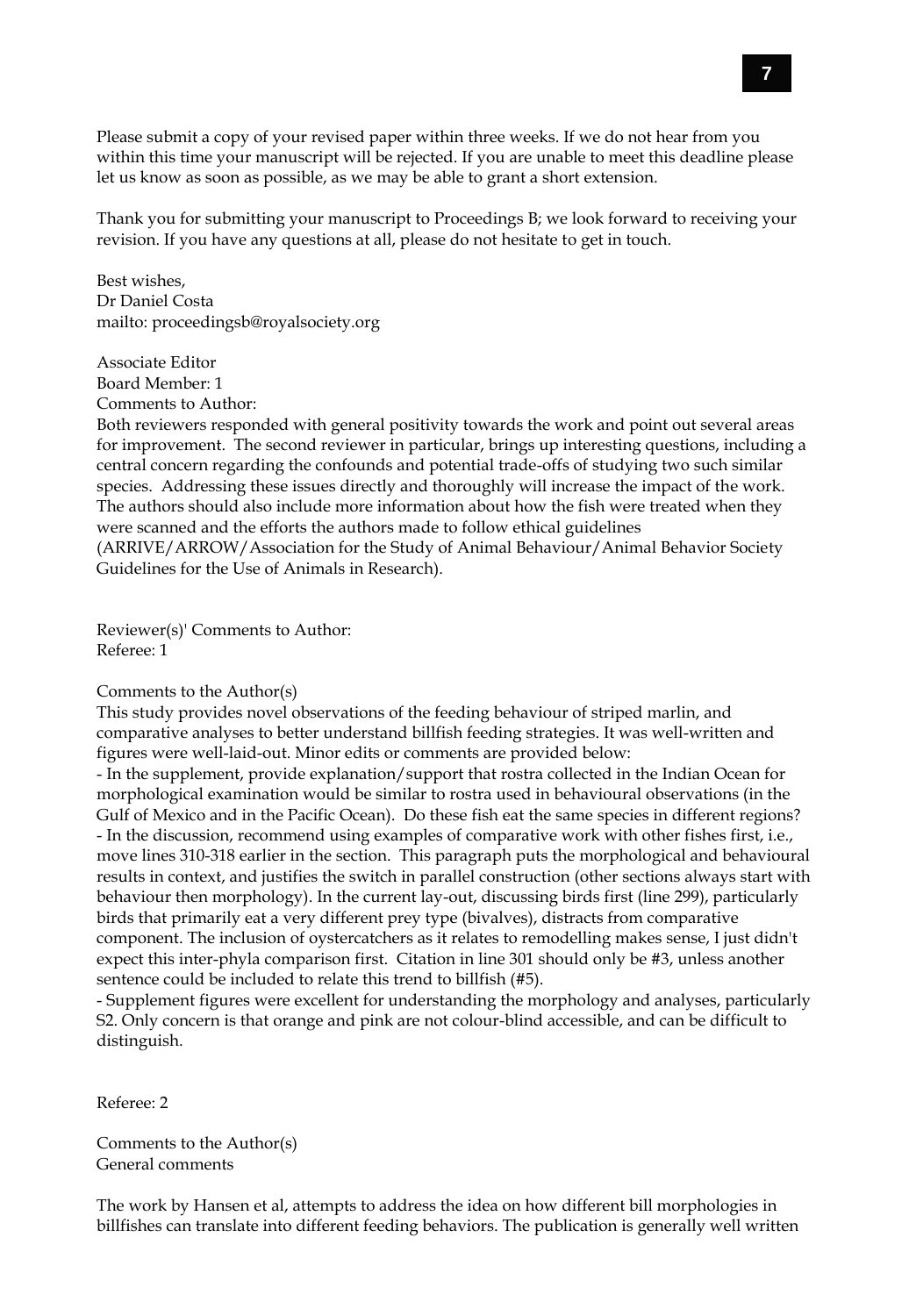Please submit a copy of your revised paper within three weeks. If we do not hear from you within this time your manuscript will be rejected. If you are unable to meet this deadline please let us know as soon as possible, as we may be able to grant a short extension.

Thank you for submitting your manuscript to Proceedings B; we look forward to receiving your revision. If you have any questions at all, please do not hesitate to get in touch.

Best wishes,
Dr Daniel Costa
mailto: proceedingsb@royalsociety.org

Associate Editor
Board Member: 1
Comments to Author:
Both reviewers responded with general positivity towards the work and point out several areas for improvement. The second reviewer in particular, brings up interesting questions, including a central concern regarding the confounds and potential trade-offs of studying two such similar species. Addressing these issues directly and thoroughly will increase the impact of the work. The authors should also include more information about how the fish were treated when they were scanned and the efforts the authors made to follow ethical guidelines (ARRIVE/ARROW/Association for the Study of Animal Behaviour/Animal Behavior Society Guidelines for the Use of Animals in Research).

Reviewer(s)' Comments to Author:
Referee: 1

Comments to the Author(s)
This study provides novel observations of the feeding behaviour of striped marlin, and comparative analyses to better understand billfish feeding strategies. It was well-written and figures were well-laid-out. Minor edits or comments are provided below:
- In the supplement, provide explanation/support that rostra collected in the Indian Ocean for morphological examination would be similar to rostra used in behavioural observations (in the Gulf of Mexico and in the Pacific Ocean). Do these fish eat the same species in different regions?
- In the discussion, recommend using examples of comparative work with other fishes first, i.e., move lines 310-318 earlier in the section. This paragraph puts the morphological and behavioural results in context, and justifies the switch in parallel construction (other sections always start with behaviour then morphology). In the current lay-out, discussing birds first (line 299), particularly birds that primarily eat a very different prey type (bivalves), distracts from comparative component. The inclusion of oystercatchers as it relates to remodelling makes sense, I just didn't expect this inter-phyla comparison first. Citation in line 301 should only be #3, unless another sentence could be included to relate this trend to billfish (#5).
- Supplement figures were excellent for understanding the morphology and analyses, particularly S2. Only concern is that orange and pink are not colour-blind accessible, and can be difficult to distinguish.

Referee: 2

Comments to the Author(s)
General comments

The work by Hansen et al, attempts to address the idea on how different bill morphologies in billfishes can translate into different feeding behaviors. The publication is generally well written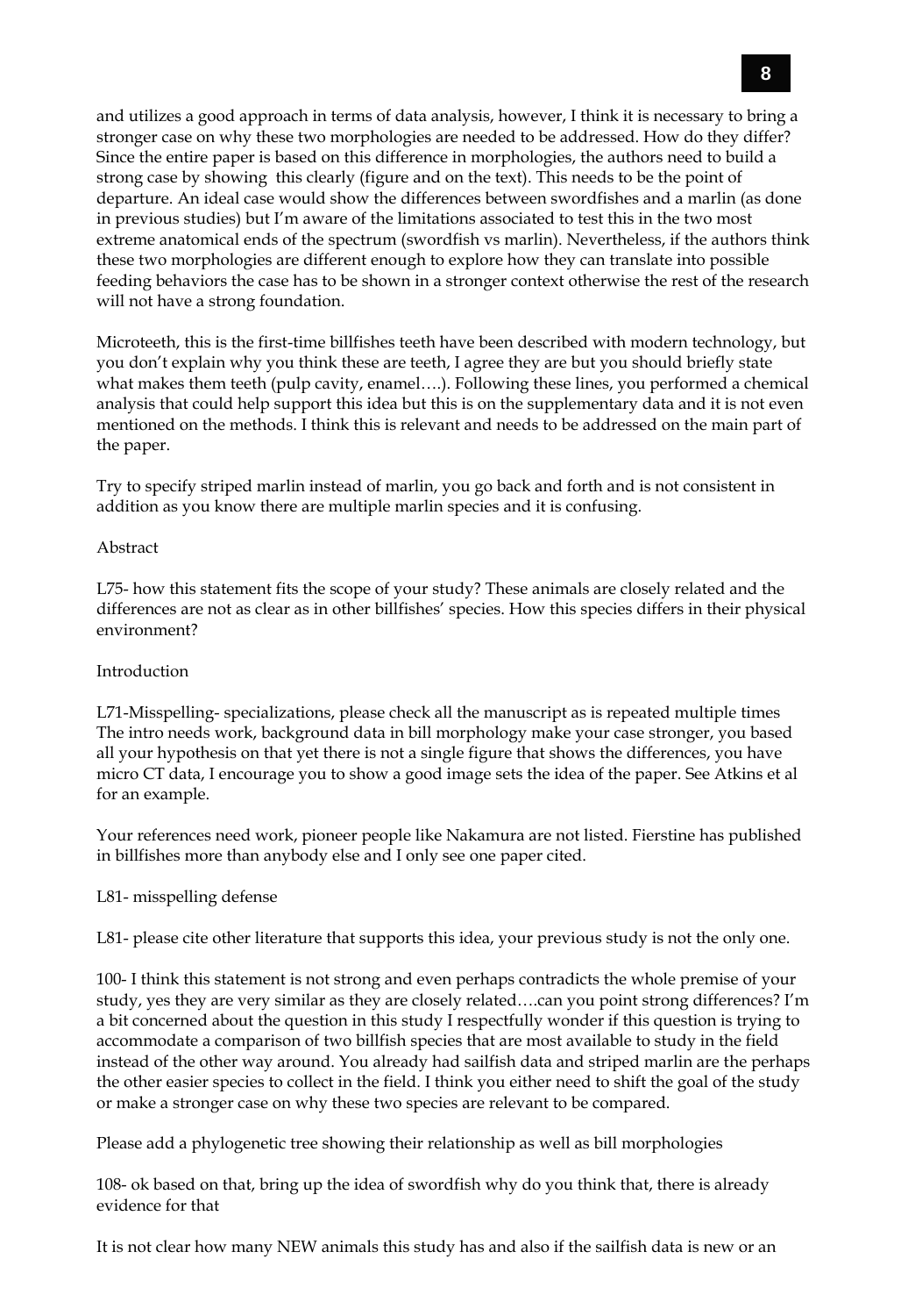and utilizes a good approach in terms of data analysis, however, I think it is necessary to bring a stronger case on why these two morphologies are needed to be addressed. How do they differ? Since the entire paper is based on this difference in morphologies, the authors need to build a strong case by showing this clearly (figure and on the text). This needs to be the point of departure. An ideal case would show the differences between swordfishes and a marlin (as done in previous studies) but I'm aware of the limitations associated to test this in the two most extreme anatomical ends of the spectrum (swordfish vs marlin). Nevertheless, if the authors think these two morphologies are different enough to explore how they can translate into possible feeding behaviors the case has to be shown in a stronger context otherwise the rest of the research will not have a strong foundation.

Microteeth, this is the first-time billfishes teeth have been described with modern technology, but you don't explain why you think these are teeth, I agree they are but you should briefly state what makes them teeth (pulp cavity, enamel….). Following these lines, you performed a chemical analysis that could help support this idea but this is on the supplementary data and it is not even mentioned on the methods. I think this is relevant and needs to be addressed on the main part of the paper.

Try to specify striped marlin instead of marlin, you go back and forth and is not consistent in addition as you know there are multiple marlin species and it is confusing.

Abstract

L75- how this statement fits the scope of your study? These animals are closely related and the differences are not as clear as in other billfishes' species. How this species differs in their physical environment?

Introduction

L71-Misspelling- specializations, please check all the manuscript as is repeated multiple times
The intro needs work, background data in bill morphology make your case stronger, you based all your hypothesis on that yet there is not a single figure that shows the differences, you have micro CT data, I encourage you to show a good image sets the idea of the paper. See Atkins et al for an example.

Your references need work, pioneer people like Nakamura are not listed. Fierstine has published in billfishes more than anybody else and I only see one paper cited.

L81- misspelling defense

L81- please cite other literature that supports this idea, your previous study is not the only one.

100- I think this statement is not strong and even perhaps contradicts the whole premise of your study, yes they are very similar as they are closely related….can you point strong differences? I'm a bit concerned about the question in this study I respectfully wonder if this question is trying to accommodate a comparison of two billfish species that are most available to study in the field instead of the other way around. You already had sailfish data and striped marlin are the perhaps the other easier species to collect in the field. I think you either need to shift the goal of the study or make a stronger case on why these two species are relevant to be compared.

Please add a phylogenetic tree showing their relationship as well as bill morphologies

108- ok based on that, bring up the idea of swordfish why do you think that, there is already evidence for that

It is not clear how many NEW animals this study has and also if the sailfish data is new or an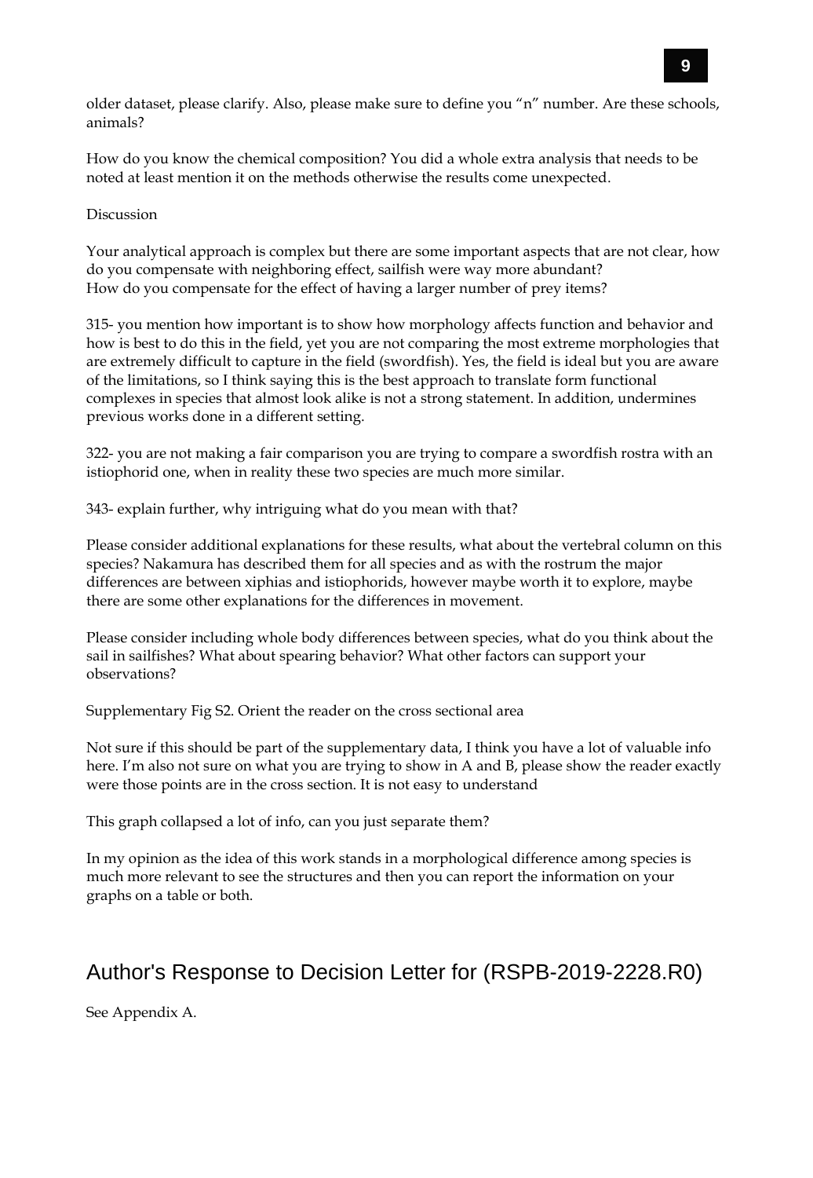older dataset, please clarify. Also, please make sure to define you "n" number. Are these schools, animals?

How do you know the chemical composition? You did a whole extra analysis that needs to be noted at least mention it on the methods otherwise the results come unexpected.

Discussion

Your analytical approach is complex but there are some important aspects that are not clear, how do you compensate with neighboring effect, sailfish were way more abundant?
How do you compensate for the effect of having a larger number of prey items?

315- you mention how important is to show how morphology affects function and behavior and how is best to do this in the field, yet you are not comparing the most extreme morphologies that are extremely difficult to capture in the field (swordfish). Yes, the field is ideal but you are aware of the limitations, so I think saying this is the best approach to translate form functional complexes in species that almost look alike is not a strong statement. In addition, undermines previous works done in a different setting.

322- you are not making a fair comparison you are trying to compare a swordfish rostra with an istiophorid one, when in reality these two species are much more similar.

343- explain further, why intriguing what do you mean with that?

Please consider additional explanations for these results, what about the vertebral column on this species? Nakamura has described them for all species and as with the rostrum the major differences are between xiphias and istiophorids, however maybe worth it to explore, maybe there are some other explanations for the differences in movement.

Please consider including whole body differences between species, what do you think about the sail in sailfishes? What about spearing behavior? What other factors can support your observations?

Supplementary Fig S2. Orient the reader on the cross sectional area

Not sure if this should be part of the supplementary data, I think you have a lot of valuable info here. I'm also not sure on what you are trying to show in A and B, please show the reader exactly were those points are in the cross section. It is not easy to understand

This graph collapsed a lot of info, can you just separate them?

In my opinion as the idea of this work stands in a morphological difference among species is much more relevant to see the structures and then you can report the information on your graphs on a table or both.

## Author's Response to Decision Letter for (RSPB-2019-2228.R0)

See Appendix A.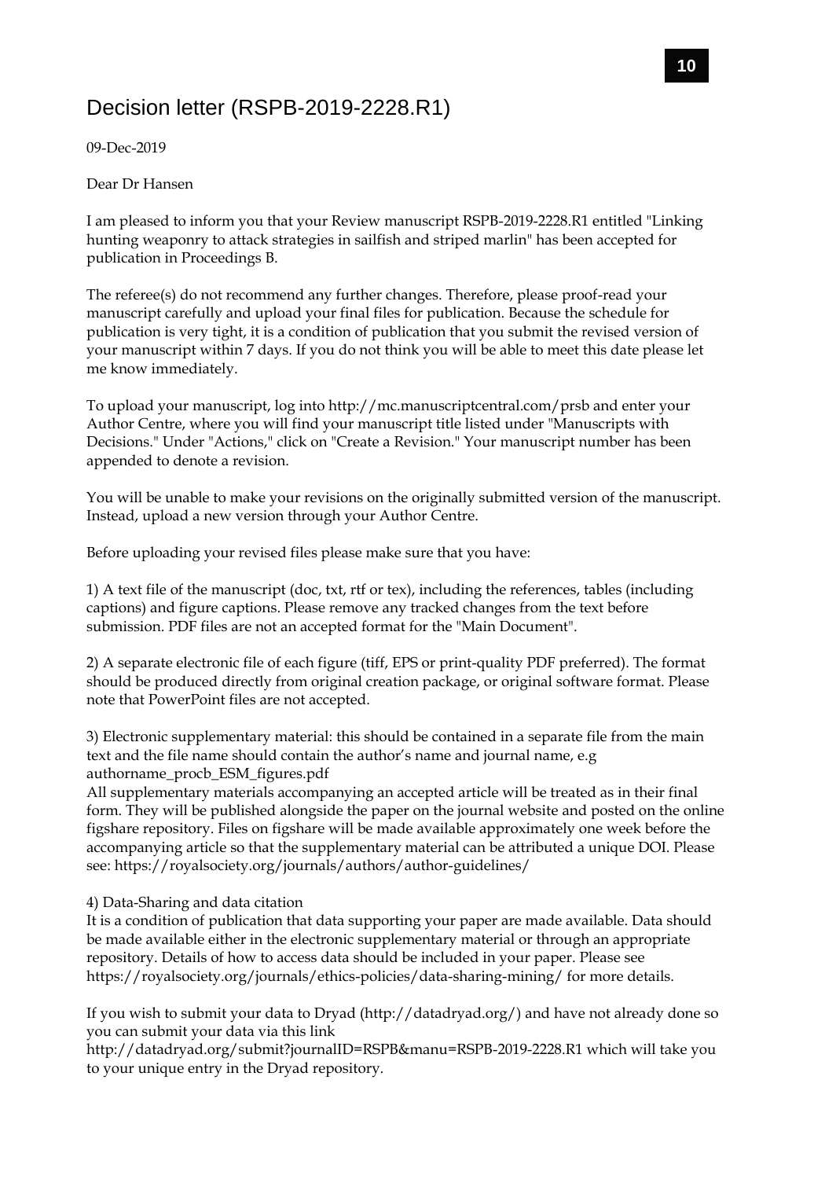# Decision letter (RSPB-2019-2228.R1)

09-Dec-2019

Dear Dr Hansen

I am pleased to inform you that your Review manuscript RSPB-2019-2228.R1 entitled "Linking hunting weaponry to attack strategies in sailfish and striped marlin" has been accepted for publication in Proceedings B.

The referee(s) do not recommend any further changes. Therefore, please proof-read your manuscript carefully and upload your final files for publication. Because the schedule for publication is very tight, it is a condition of publication that you submit the revised version of your manuscript within 7 days. If you do not think you will be able to meet this date please let me know immediately.

To upload your manuscript, log into http://mc.manuscriptcentral.com/prsb and enter your Author Centre, where you will find your manuscript title listed under "Manuscripts with Decisions." Under "Actions," click on "Create a Revision." Your manuscript number has been appended to denote a revision.

You will be unable to make your revisions on the originally submitted version of the manuscript. Instead, upload a new version through your Author Centre.

Before uploading your revised files please make sure that you have:

1) A text file of the manuscript (doc, txt, rtf or tex), including the references, tables (including captions) and figure captions. Please remove any tracked changes from the text before submission. PDF files are not an accepted format for the "Main Document".

2) A separate electronic file of each figure (tiff, EPS or print-quality PDF preferred). The format should be produced directly from original creation package, or original software format. Please note that PowerPoint files are not accepted.

3) Electronic supplementary material: this should be contained in a separate file from the main text and the file name should contain the author's name and journal name, e.g authorname_procb_ESM_figures.pdf
All supplementary materials accompanying an accepted article will be treated as in their final form. They will be published alongside the paper on the journal website and posted on the online figshare repository. Files on figshare will be made available approximately one week before the accompanying article so that the supplementary material can be attributed a unique DOI. Please see: https://royalsociety.org/journals/authors/author-guidelines/

4) Data-Sharing and data citation
It is a condition of publication that data supporting your paper are made available. Data should be made available either in the electronic supplementary material or through an appropriate repository. Details of how to access data should be included in your paper. Please see https://royalsociety.org/journals/ethics-policies/data-sharing-mining/ for more details.

If you wish to submit your data to Dryad (http://datadryad.org/) and have not already done so you can submit your data via this link
http://datadryad.org/submit?journalID=RSPB&manu=RSPB-2019-2228.R1 which will take you to your unique entry in the Dryad repository.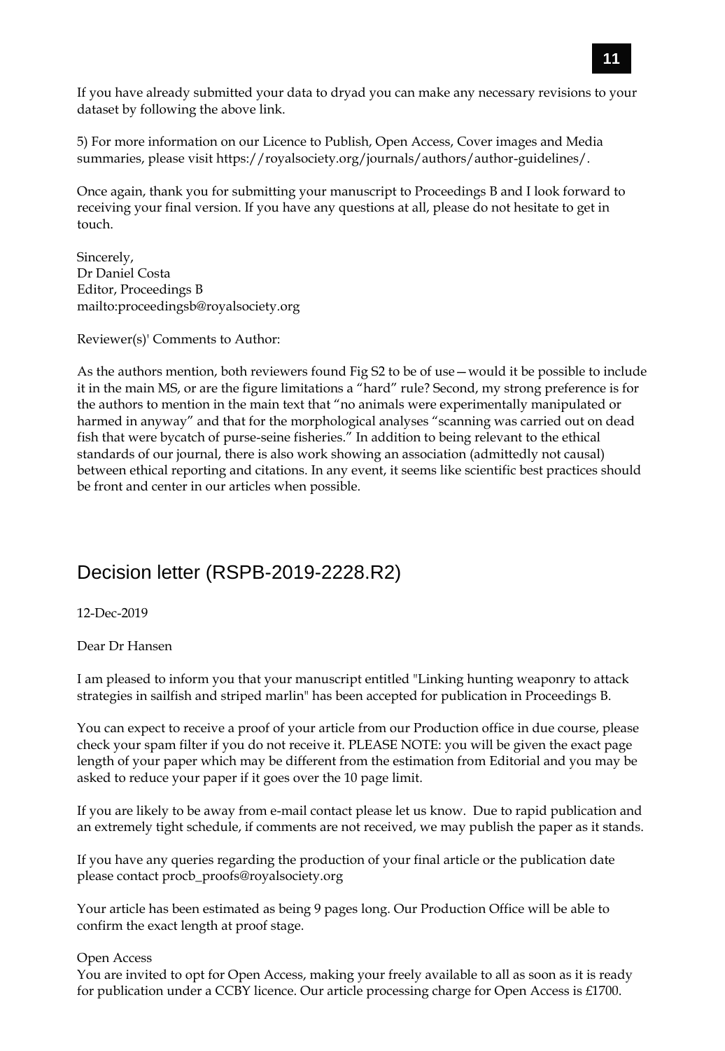If you have already submitted your data to dryad you can make any necessary revisions to your dataset by following the above link.

5) For more information on our Licence to Publish, Open Access, Cover images and Media summaries, please visit https://royalsociety.org/journals/authors/author-guidelines/.

Once again, thank you for submitting your manuscript to Proceedings B and I look forward to receiving your final version. If you have any questions at all, please do not hesitate to get in touch.

Sincerely,
Dr Daniel Costa
Editor, Proceedings B
mailto:proceedingsb@royalsociety.org

Reviewer(s)' Comments to Author:

As the authors mention, both reviewers found Fig S2 to be of use—would it be possible to include it in the main MS, or are the figure limitations a "hard" rule? Second, my strong preference is for the authors to mention in the main text that "no animals were experimentally manipulated or harmed in anyway" and that for the morphological analyses "scanning was carried out on dead fish that were bycatch of purse-seine fisheries." In addition to being relevant to the ethical standards of our journal, there is also work showing an association (admittedly not causal) between ethical reporting and citations. In any event, it seems like scientific best practices should be front and center in our articles when possible.

## Decision letter (RSPB-2019-2228.R2)

12-Dec-2019

Dear Dr Hansen

I am pleased to inform you that your manuscript entitled "Linking hunting weaponry to attack strategies in sailfish and striped marlin" has been accepted for publication in Proceedings B.

You can expect to receive a proof of your article from our Production office in due course, please check your spam filter if you do not receive it. PLEASE NOTE: you will be given the exact page length of your paper which may be different from the estimation from Editorial and you may be asked to reduce your paper if it goes over the 10 page limit.

If you are likely to be away from e-mail contact please let us know. Due to rapid publication and an extremely tight schedule, if comments are not received, we may publish the paper as it stands.

If you have any queries regarding the production of your final article or the publication date please contact procb_proofs@royalsociety.org

Your article has been estimated as being 9 pages long. Our Production Office will be able to confirm the exact length at proof stage.

Open Access
You are invited to opt for Open Access, making your freely available to all as soon as it is ready for publication under a CCBY licence. Our article processing charge for Open Access is £1700.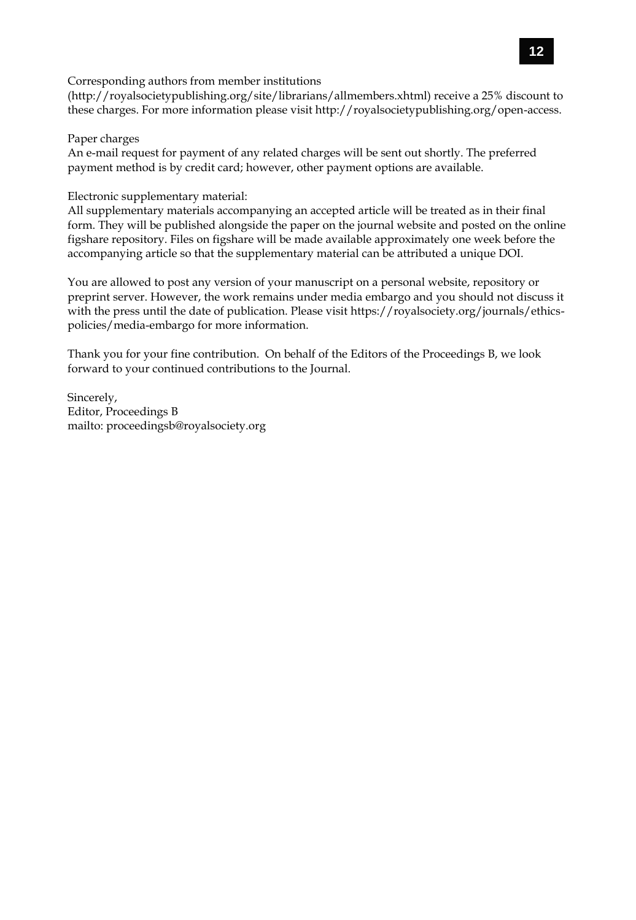Corresponding authors from member institutions (http://royalsocietypublishing.org/site/librarians/allmembers.xhtml) receive a 25% discount to these charges. For more information please visit http://royalsocietypublishing.org/open-access.

Paper charges
An e-mail request for payment of any related charges will be sent out shortly. The preferred payment method is by credit card; however, other payment options are available.

Electronic supplementary material:
All supplementary materials accompanying an accepted article will be treated as in their final form. They will be published alongside the paper on the journal website and posted on the online figshare repository. Files on figshare will be made available approximately one week before the accompanying article so that the supplementary material can be attributed a unique DOI.

You are allowed to post any version of your manuscript on a personal website, repository or preprint server. However, the work remains under media embargo and you should not discuss it with the press until the date of publication. Please visit https://royalsociety.org/journals/ethics-policies/media-embargo for more information.

Thank you for your fine contribution. On behalf of the Editors of the Proceedings B, we look forward to your continued contributions to the Journal.

Sincerely,
Editor, Proceedings B
mailto: proceedingsb@royalsociety.org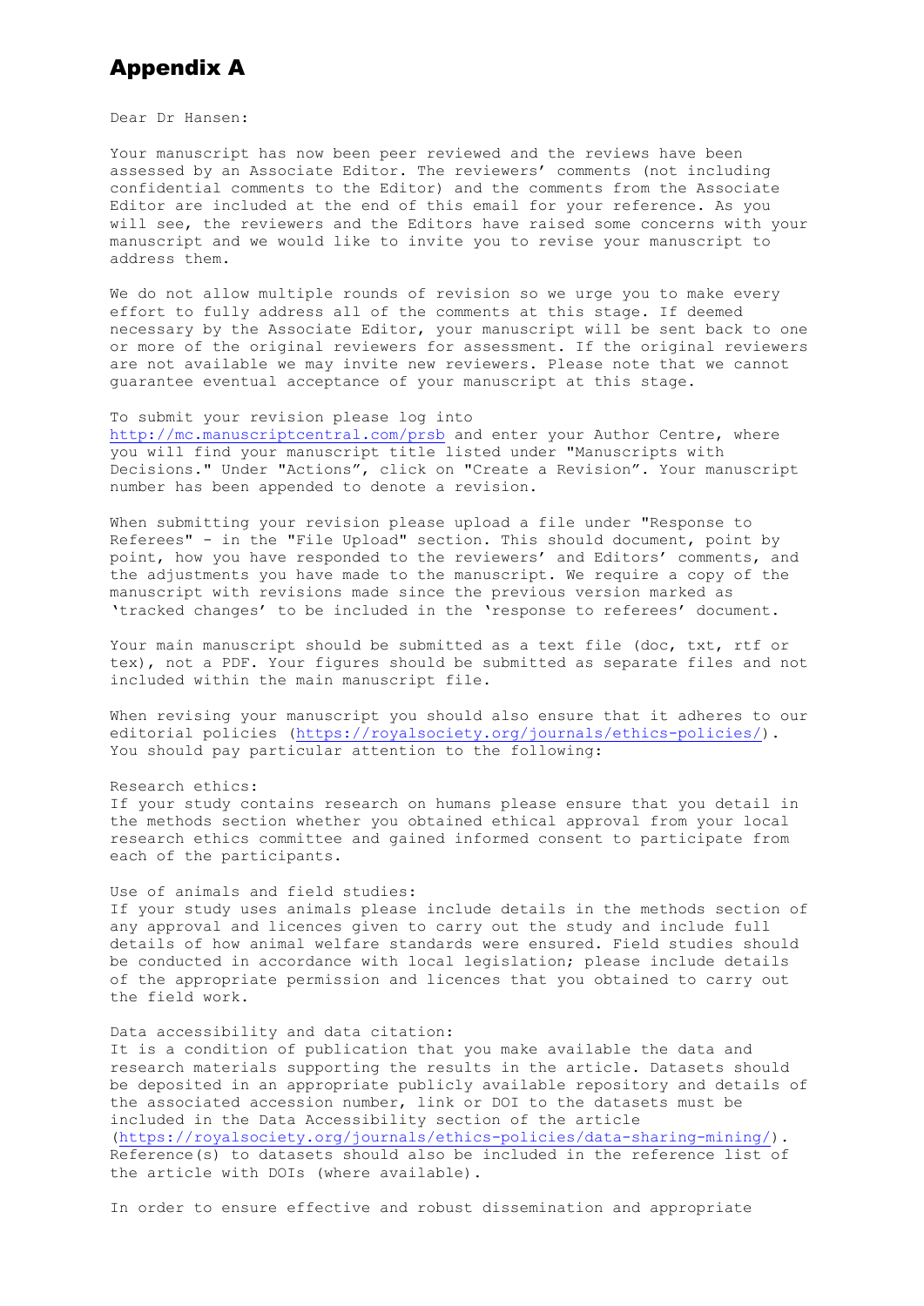# Appendix A

Dear Dr Hansen:

Your manuscript has now been peer reviewed and the reviews have been assessed by an Associate Editor. The reviewers' comments (not including confidential comments to the Editor) and the comments from the Associate Editor are included at the end of this email for your reference. As you will see, the reviewers and the Editors have raised some concerns with your manuscript and we would like to invite you to revise your manuscript to address them.

We do not allow multiple rounds of revision so we urge you to make every effort to fully address all of the comments at this stage. If deemed necessary by the Associate Editor, your manuscript will be sent back to one or more of the original reviewers for assessment. If the original reviewers are not available we may invite new reviewers. Please note that we cannot guarantee eventual acceptance of your manuscript at this stage.

To submit your revision please log into http://mc.manuscriptcentral.com/prsb and enter your Author Centre, where you will find your manuscript title listed under "Manuscripts with Decisions." Under "Actions", click on "Create a Revision". Your manuscript number has been appended to denote a revision.

When submitting your revision please upload a file under "Response to Referees" - in the "File Upload" section. This should document, point by point, how you have responded to the reviewers' and Editors' comments, and the adjustments you have made to the manuscript. We require a copy of the manuscript with revisions made since the previous version marked as 'tracked changes' to be included in the 'response to referees' document.

Your main manuscript should be submitted as a text file (doc, txt, rtf or tex), not a PDF. Your figures should be submitted as separate files and not included within the main manuscript file.

When revising your manuscript you should also ensure that it adheres to our editorial policies (https://royalsociety.org/journals/ethics-policies/). You should pay particular attention to the following:

Research ethics:
If your study contains research on humans please ensure that you detail in the methods section whether you obtained ethical approval from your local research ethics committee and gained informed consent to participate from each of the participants.

Use of animals and field studies:
If your study uses animals please include details in the methods section of any approval and licences given to carry out the study and include full details of how animal welfare standards were ensured. Field studies should be conducted in accordance with local legislation; please include details of the appropriate permission and licences that you obtained to carry out the field work.

Data accessibility and data citation:
It is a condition of publication that you make available the data and research materials supporting the results in the article. Datasets should be deposited in an appropriate publicly available repository and details of the associated accession number, link or DOI to the datasets must be included in the Data Accessibility section of the article (https://royalsociety.org/journals/ethics-policies/data-sharing-mining/). Reference(s) to datasets should also be included in the reference list of the article with DOIs (where available).

In order to ensure effective and robust dissemination and appropriate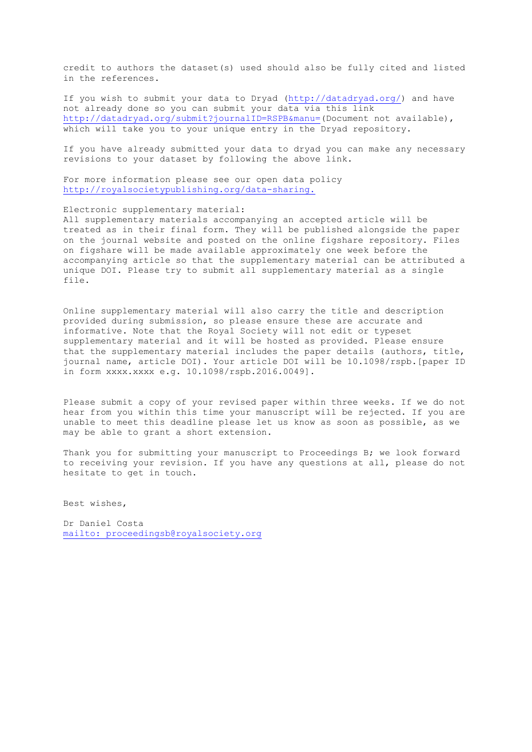credit to authors the dataset(s) used should also be fully cited and listed in the references.

If you wish to submit your data to Dryad (http://datadryad.org/) and have not already done so you can submit your data via this link http://datadryad.org/submit?journalID=RSPB&manu=(Document not available), which will take you to your unique entry in the Dryad repository.

If you have already submitted your data to dryad you can make any necessary revisions to your dataset by following the above link.

For more information please see our open data policy http://royalsocietypublishing.org/data-sharing.

Electronic supplementary material:
All supplementary materials accompanying an accepted article will be treated as in their final form. They will be published alongside the paper on the journal website and posted on the online figshare repository. Files on figshare will be made available approximately one week before the accompanying article so that the supplementary material can be attributed a unique DOI. Please try to submit all supplementary material as a single file.

Online supplementary material will also carry the title and description provided during submission, so please ensure these are accurate and informative. Note that the Royal Society will not edit or typeset supplementary material and it will be hosted as provided. Please ensure that the supplementary material includes the paper details (authors, title, journal name, article DOI). Your article DOI will be 10.1098/rspb.[paper ID in form xxxx.xxxx e.g. 10.1098/rspb.2016.0049].

Please submit a copy of your revised paper within three weeks. If we do not hear from you within this time your manuscript will be rejected. If you are unable to meet this deadline please let us know as soon as possible, as we may be able to grant a short extension.

Thank you for submitting your manuscript to Proceedings B; we look forward to receiving your revision. If you have any questions at all, please do not hesitate to get in touch.

Best wishes,

Dr Daniel Costa
mailto: proceedingsb@royalsociety.org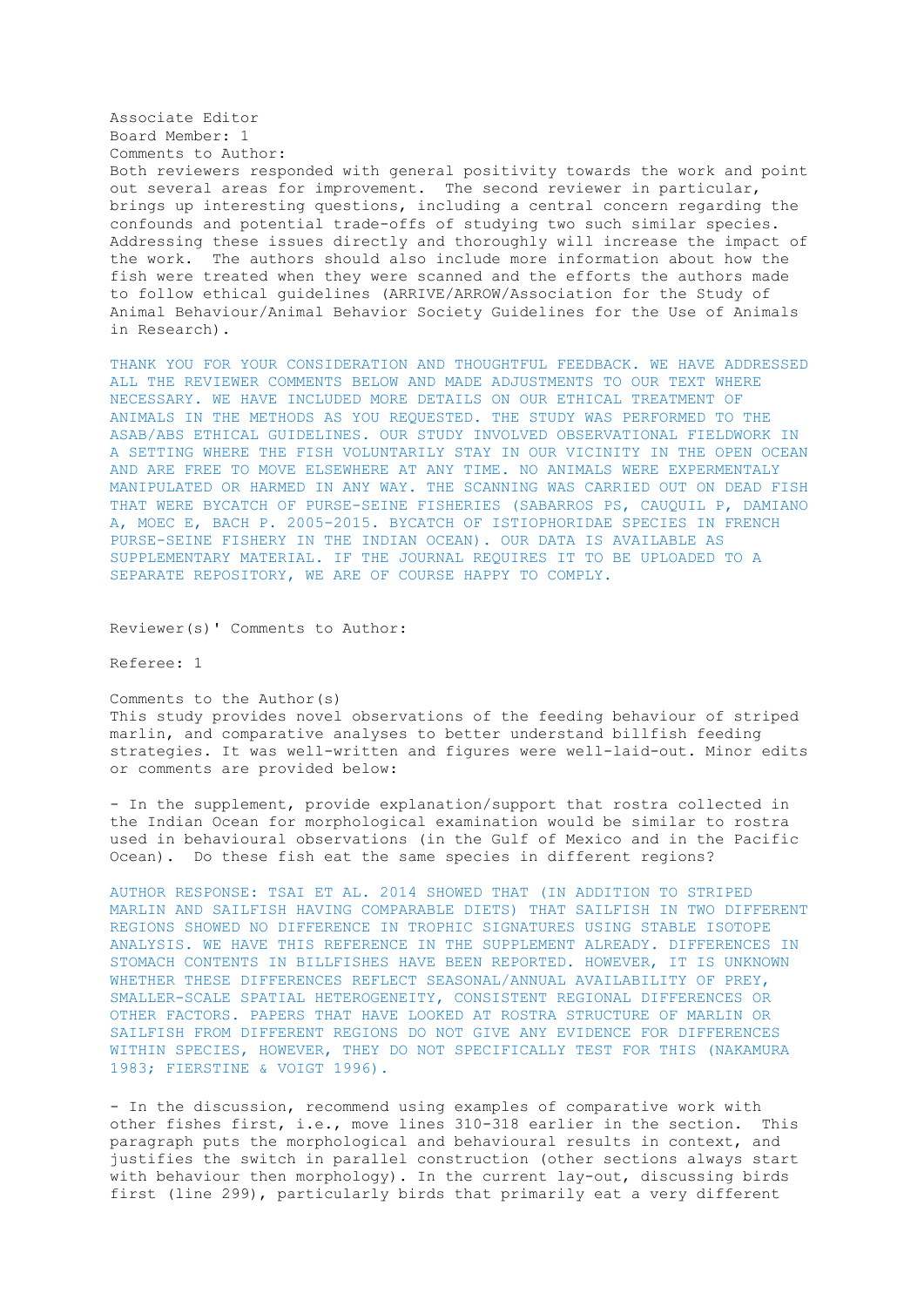Associate Editor
Board Member: 1
Comments to Author:
Both reviewers responded with general positivity towards the work and point out several areas for improvement. The second reviewer in particular, brings up interesting questions, including a central concern regarding the confounds and potential trade-offs of studying two such similar species. Addressing these issues directly and thoroughly will increase the impact of the work. The authors should also include more information about how the fish were treated when they were scanned and the efforts the authors made to follow ethical guidelines (ARRIVE/ARROW/Association for the Study of Animal Behaviour/Animal Behavior Society Guidelines for the Use of Animals in Research).

THANK YOU FOR YOUR CONSIDERATION AND THOUGHTFUL FEEDBACK. WE HAVE ADDRESSED ALL THE REVIEWER COMMENTS BELOW AND MADE ADJUSTMENTS TO OUR TEXT WHERE NECESSARY. WE HAVE INCLUDED MORE DETAILS ON OUR ETHICAL TREATMENT OF ANIMALS IN THE METHODS AS YOU REQUESTED. THE STUDY WAS PERFORMED TO THE ASAB/ABS ETHICAL GUIDELINES. OUR STUDY INVOLVED OBSERVATIONAL FIELDWORK IN A SETTING WHERE THE FISH VOLUNTARILY STAY IN OUR VICINITY IN THE OPEN OCEAN AND ARE FREE TO MOVE ELSEWHERE AT ANY TIME. NO ANIMALS WERE EXPERMENTALY MANIPULATED OR HARMED IN ANY WAY. THE SCANNING WAS CARRIED OUT ON DEAD FISH THAT WERE BYCATCH OF PURSE-SEINE FISHERIES (SABARROS PS, CAUQUIL P, DAMIANO A, MOEC E, BACH P. 2005-2015. BYCATCH OF ISTIOPHORIDAE SPECIES IN FRENCH PURSE-SEINE FISHERY IN THE INDIAN OCEAN). OUR DATA IS AVAILABLE AS SUPPLEMENTARY MATERIAL. IF THE JOURNAL REQUIRES IT TO BE UPLOADED TO A SEPARATE REPOSITORY, WE ARE OF COURSE HAPPY TO COMPLY.

Reviewer(s)' Comments to Author:

Referee: 1

Comments to the Author(s)
This study provides novel observations of the feeding behaviour of striped marlin, and comparative analyses to better understand billfish feeding strategies. It was well-written and figures were well-laid-out. Minor edits or comments are provided below:

- In the supplement, provide explanation/support that rostra collected in the Indian Ocean for morphological examination would be similar to rostra used in behavioural observations (in the Gulf of Mexico and in the Pacific Ocean). Do these fish eat the same species in different regions?

AUTHOR RESPONSE: TSAI ET AL. 2014 SHOWED THAT (IN ADDITION TO STRIPED MARLIN AND SAILFISH HAVING COMPARABLE DIETS) THAT SAILFISH IN TWO DIFFERENT REGIONS SHOWED NO DIFFERENCE IN TROPHIC SIGNATURES USING STABLE ISOTOPE ANALYSIS. WE HAVE THIS REFERENCE IN THE SUPPLEMENT ALREADY. DIFFERENCES IN STOMACH CONTENTS IN BILLFISHES HAVE BEEN REPORTED. HOWEVER, IT IS UNKNOWN WHETHER THESE DIFFERENCES REFLECT SEASONAL/ANNUAL AVAILABILITY OF PREY, SMALLER-SCALE SPATIAL HETEROGENEITY, CONSISTENT REGIONAL DIFFERENCES OR OTHER FACTORS. PAPERS THAT HAVE LOOKED AT ROSTRA STRUCTURE OF MARLIN OR SAILFISH FROM DIFFERENT REGIONS DO NOT GIVE ANY EVIDENCE FOR DIFFERENCES WITHIN SPECIES, HOWEVER, THEY DO NOT SPECIFICALLY TEST FOR THIS (NAKAMURA 1983; FIERSTINE & VOIGT 1996).

- In the discussion, recommend using examples of comparative work with other fishes first, i.e., move lines 310-318 earlier in the section. This paragraph puts the morphological and behavioural results in context, and justifies the switch in parallel construction (other sections always start with behaviour then morphology). In the current lay-out, discussing birds first (line 299), particularly birds that primarily eat a very different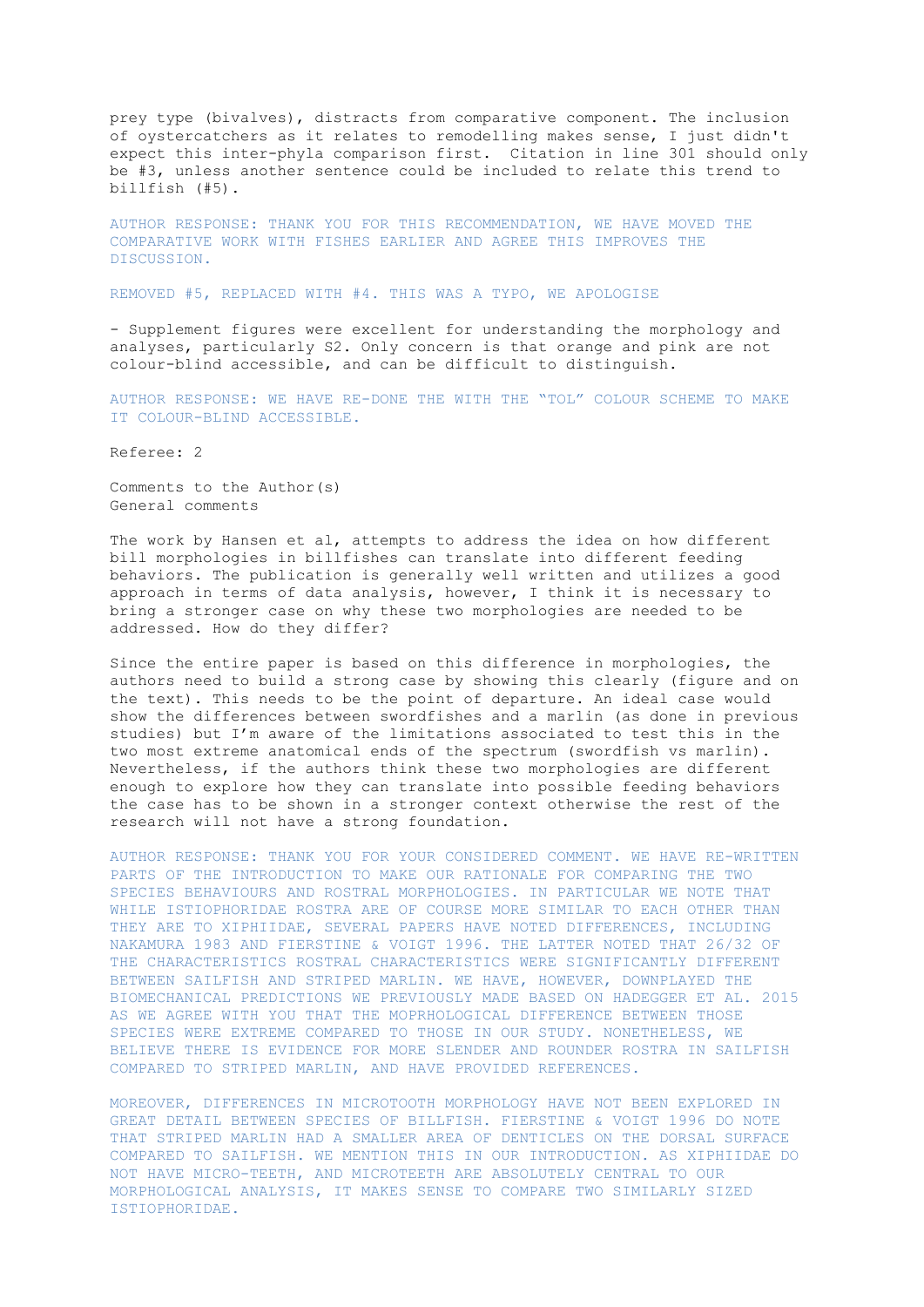prey type (bivalves), distracts from comparative component. The inclusion of oystercatchers as it relates to remodelling makes sense, I just didn't expect this inter-phyla comparison first.  Citation in line 301 should only be #3, unless another sentence could be included to relate this trend to billfish (#5).

AUTHOR RESPONSE: THANK YOU FOR THIS RECOMMENDATION, WE HAVE MOVED THE COMPARATIVE WORK WITH FISHES EARLIER AND AGREE THIS IMPROVES THE DISCUSSION.

REMOVED #5, REPLACED WITH #4. THIS WAS A TYPO, WE APOLOGISE

- Supplement figures were excellent for understanding the morphology and analyses, particularly S2. Only concern is that orange and pink are not colour-blind accessible, and can be difficult to distinguish.

AUTHOR RESPONSE: WE HAVE RE-DONE THE WITH THE "TOL" COLOUR SCHEME TO MAKE IT COLOUR-BLIND ACCESSIBLE.

Referee: 2

Comments to the Author(s)
General comments

The work by Hansen et al, attempts to address the idea on how different bill morphologies in billfishes can translate into different feeding behaviors. The publication is generally well written and utilizes a good approach in terms of data analysis, however, I think it is necessary to bring a stronger case on why these two morphologies are needed to be addressed. How do they differ?

Since the entire paper is based on this difference in morphologies, the authors need to build a strong case by showing this clearly (figure and on the text). This needs to be the point of departure. An ideal case would show the differences between swordfishes and a marlin (as done in previous studies) but I'm aware of the limitations associated to test this in the two most extreme anatomical ends of the spectrum (swordfish vs marlin). Nevertheless, if the authors think these two morphologies are different enough to explore how they can translate into possible feeding behaviors the case has to be shown in a stronger context otherwise the rest of the research will not have a strong foundation.

AUTHOR RESPONSE: THANK YOU FOR YOUR CONSIDERED COMMENT. WE HAVE RE-WRITTEN PARTS OF THE INTRODUCTION TO MAKE OUR RATIONALE FOR COMPARING THE TWO SPECIES BEHAVIOURS AND ROSTRAL MORPHOLOGIES. IN PARTICULAR WE NOTE THAT WHILE ISTIOPHORIDAE ROSTRA ARE OF COURSE MORE SIMILAR TO EACH OTHER THAN THEY ARE TO XIPHIIDAE, SEVERAL PAPERS HAVE NOTED DIFFERENCES, INCLUDING NAKAMURA 1983 AND FIERSTINE & VOIGT 1996. THE LATTER NOTED THAT 26/32 OF THE CHARACTERISTICS ROSTRAL CHARACTERISTICS WERE SIGNIFICANTLY DIFFERENT BETWEEN SAILFISH AND STRIPED MARLIN. WE HAVE, HOWEVER, DOWNPLAYED THE BIOMECHANICAL PREDICTIONS WE PREVIOUSLY MADE BASED ON HADEGGER ET AL. 2015 AS WE AGREE WITH YOU THAT THE MOPRHOLOGICAL DIFFERENCE BETWEEN THOSE SPECIES WERE EXTREME COMPARED TO THOSE IN OUR STUDY. NONETHELESS, WE BELIEVE THERE IS EVIDENCE FOR MORE SLENDER AND ROUNDER ROSTRA IN SAILFISH COMPARED TO STRIPED MARLIN, AND HAVE PROVIDED REFERENCES.

MOREOVER, DIFFERENCES IN MICROTOOTH MORPHOLOGY HAVE NOT BEEN EXPLORED IN GREAT DETAIL BETWEEN SPECIES OF BILLFISH. FIERSTINE & VOIGT 1996 DO NOTE THAT STRIPED MARLIN HAD A SMALLER AREA OF DENTICLES ON THE DORSAL SURFACE COMPARED TO SAILFISH. WE MENTION THIS IN OUR INTRODUCTION. AS XIPHIIDAE DO NOT HAVE MICRO-TEETH, AND MICROTEETH ARE ABSOLUTELY CENTRAL TO OUR MORPHOLOGICAL ANALYSIS, IT MAKES SENSE TO COMPARE TWO SIMILARLY SIZED ISTIOPHORIDAE.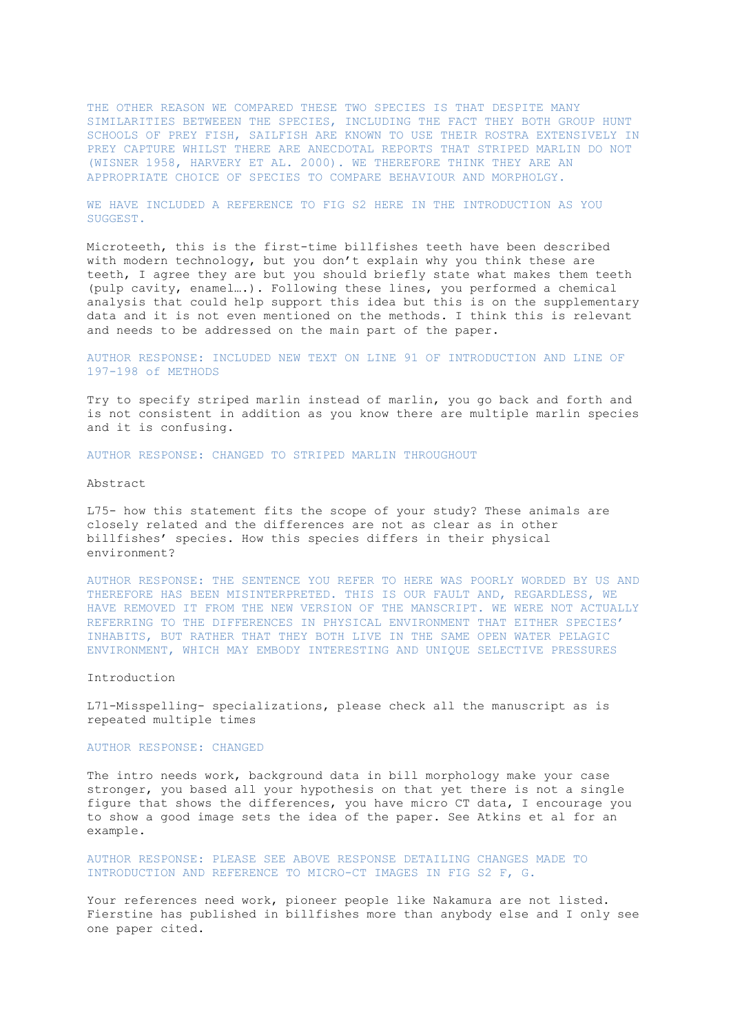THE OTHER REASON WE COMPARED THESE TWO SPECIES IS THAT DESPITE MANY SIMILARITIES BETWEEEN THE SPECIES, INCLUDING THE FACT THEY BOTH GROUP HUNT SCHOOLS OF PREY FISH, SAILFISH ARE KNOWN TO USE THEIR ROSTRA EXTENSIVELY IN PREY CAPTURE WHILST THERE ARE ANECDOTAL REPORTS THAT STRIPED MARLIN DO NOT (WISNER 1958, HARVERY ET AL. 2000). WE THEREFORE THINK THEY ARE AN APPROPRIATE CHOICE OF SPECIES TO COMPARE BEHAVIOUR AND MORPHOLGY.

WE HAVE INCLUDED A REFERENCE TO FIG S2 HERE IN THE INTRODUCTION AS YOU SUGGEST.

Microteeth, this is the first-time billfishes teeth have been described with modern technology, but you don't explain why you think these are teeth, I agree they are but you should briefly state what makes them teeth (pulp cavity, enamel….). Following these lines, you performed a chemical analysis that could help support this idea but this is on the supplementary data and it is not even mentioned on the methods. I think this is relevant and needs to be addressed on the main part of the paper.

AUTHOR RESPONSE: INCLUDED NEW TEXT ON LINE 91 OF INTRODUCTION AND LINE OF 197-198 of METHODS

Try to specify striped marlin instead of marlin, you go back and forth and is not consistent in addition as you know there are multiple marlin species and it is confusing.

AUTHOR RESPONSE: CHANGED TO STRIPED MARLIN THROUGHOUT

Abstract

L75- how this statement fits the scope of your study? These animals are closely related and the differences are not as clear as in other billfishes' species. How this species differs in their physical environment?

AUTHOR RESPONSE: THE SENTENCE YOU REFER TO HERE WAS POORLY WORDED BY US AND THEREFORE HAS BEEN MISINTERPRETED. THIS IS OUR FAULT AND, REGARDLESS, WE HAVE REMOVED IT FROM THE NEW VERSION OF THE MANSCRIPT. WE WERE NOT ACTUALLY REFERRING TO THE DIFFERENCES IN PHYSICAL ENVIRONMENT THAT EITHER SPECIES' INHABITS, BUT RATHER THAT THEY BOTH LIVE IN THE SAME OPEN WATER PELAGIC ENVIRONMENT, WHICH MAY EMBODY INTERESTING AND UNIQUE SELECTIVE PRESSURES

Introduction

L71-Misspelling- specializations, please check all the manuscript as is repeated multiple times

AUTHOR RESPONSE: CHANGED

The intro needs work, background data in bill morphology make your case stronger, you based all your hypothesis on that yet there is not a single figure that shows the differences, you have micro CT data, I encourage you to show a good image sets the idea of the paper. See Atkins et al for an example.

AUTHOR RESPONSE: PLEASE SEE ABOVE RESPONSE DETAILING CHANGES MADE TO INTRODUCTION AND REFERENCE TO MICRO-CT IMAGES IN FIG S2 F, G.

Your references need work, pioneer people like Nakamura are not listed. Fierstine has published in billfishes more than anybody else and I only see one paper cited.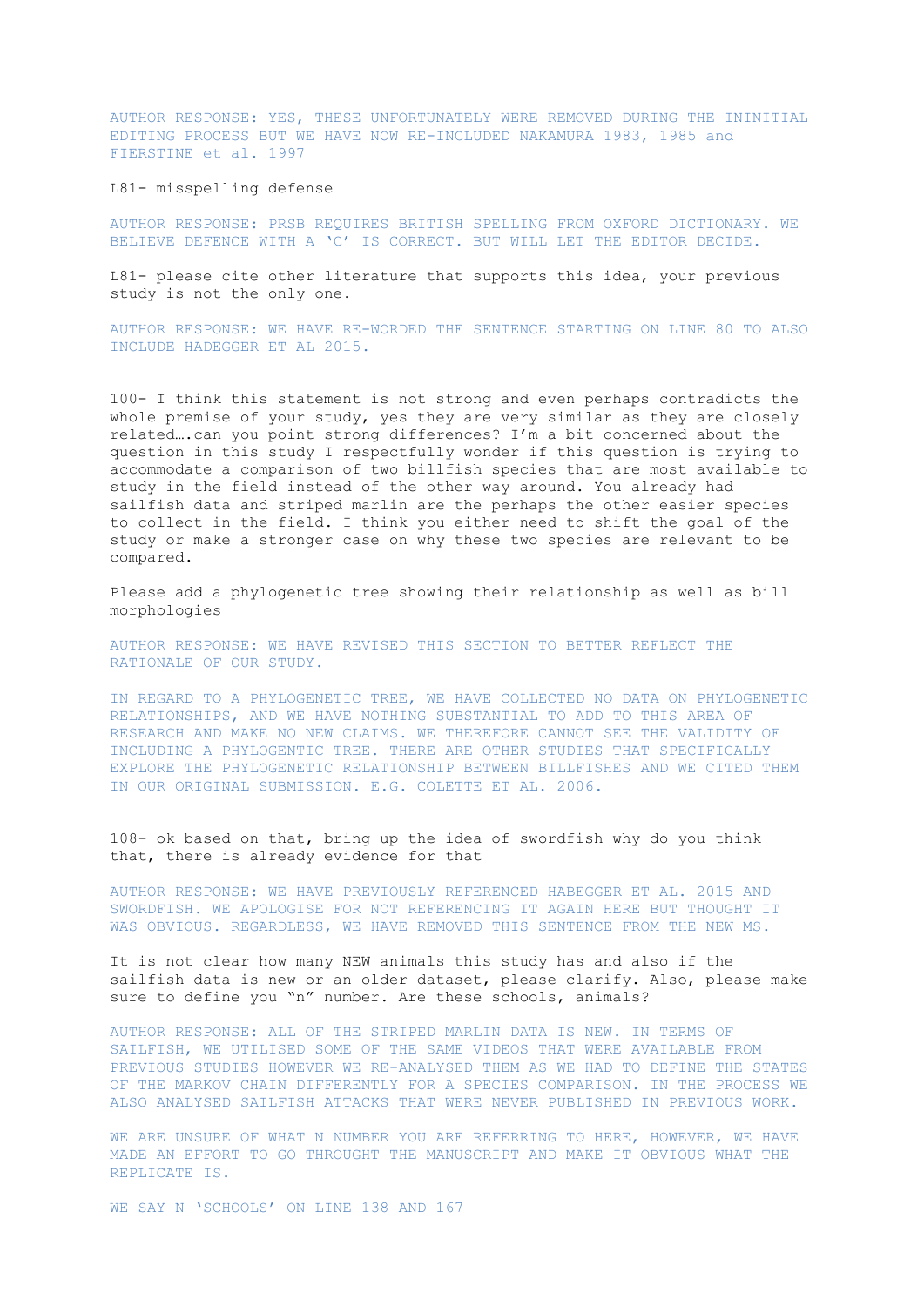AUTHOR RESPONSE: YES, THESE UNFORTUNATELY WERE REMOVED DURING THE ININITIAL EDITING PROCESS BUT WE HAVE NOW RE-INCLUDED NAKAMURA 1983, 1985 and FIERSTINE et al. 1997

L81- misspelling defense

AUTHOR RESPONSE: PRSB REQUIRES BRITISH SPELLING FROM OXFORD DICTIONARY. WE BELIEVE DEFENCE WITH A 'C' IS CORRECT. BUT WILL LET THE EDITOR DECIDE.

L81- please cite other literature that supports this idea, your previous study is not the only one.

AUTHOR RESPONSE: WE HAVE RE-WORDED THE SENTENCE STARTING ON LINE 80 TO ALSO INCLUDE HADEGGER ET AL 2015.

100- I think this statement is not strong and even perhaps contradicts the whole premise of your study, yes they are very similar as they are closely related….can you point strong differences? I'm a bit concerned about the question in this study I respectfully wonder if this question is trying to accommodate a comparison of two billfish species that are most available to study in the field instead of the other way around. You already had sailfish data and striped marlin are the perhaps the other easier species to collect in the field. I think you either need to shift the goal of the study or make a stronger case on why these two species are relevant to be compared.

Please add a phylogenetic tree showing their relationship as well as bill morphologies

AUTHOR RESPONSE: WE HAVE REVISED THIS SECTION TO BETTER REFLECT THE RATIONALE OF OUR STUDY.

IN REGARD TO A PHYLOGENETIC TREE, WE HAVE COLLECTED NO DATA ON PHYLOGENETIC RELATIONSHIPS, AND WE HAVE NOTHING SUBSTANTIAL TO ADD TO THIS AREA OF RESEARCH AND MAKE NO NEW CLAIMS. WE THEREFORE CANNOT SEE THE VALIDITY OF INCLUDING A PHYLOGENTIC TREE. THERE ARE OTHER STUDIES THAT SPECIFICALLY EXPLORE THE PHYLOGENETIC RELATIONSHIP BETWEEN BILLFISHES AND WE CITED THEM IN OUR ORIGINAL SUBMISSION. E.G. COLETTE ET AL. 2006.

108- ok based on that, bring up the idea of swordfish why do you think that, there is already evidence for that

AUTHOR RESPONSE: WE HAVE PREVIOUSLY REFERENCED HABEGGER ET AL. 2015 AND SWORDFISH. WE APOLOGISE FOR NOT REFERENCING IT AGAIN HERE BUT THOUGHT IT WAS OBVIOUS. REGARDLESS, WE HAVE REMOVED THIS SENTENCE FROM THE NEW MS.

It is not clear how many NEW animals this study has and also if the sailfish data is new or an older dataset, please clarify. Also, please make sure to define you "n" number. Are these schools, animals?

AUTHOR RESPONSE: ALL OF THE STRIPED MARLIN DATA IS NEW. IN TERMS OF SAILFISH, WE UTILISED SOME OF THE SAME VIDEOS THAT WERE AVAILABLE FROM PREVIOUS STUDIES HOWEVER WE RE-ANALYSED THEM AS WE HAD TO DEFINE THE STATES OF THE MARKOV CHAIN DIFFERENTLY FOR A SPECIES COMPARISON. IN THE PROCESS WE ALSO ANALYSED SAILFISH ATTACKS THAT WERE NEVER PUBLISHED IN PREVIOUS WORK.

WE ARE UNSURE OF WHAT N NUMBER YOU ARE REFERRING TO HERE, HOWEVER, WE HAVE MADE AN EFFORT TO GO THROUGHT THE MANUSCRIPT AND MAKE IT OBVIOUS WHAT THE REPLICATE IS.

WE SAY N 'SCHOOLS' ON LINE 138 AND 167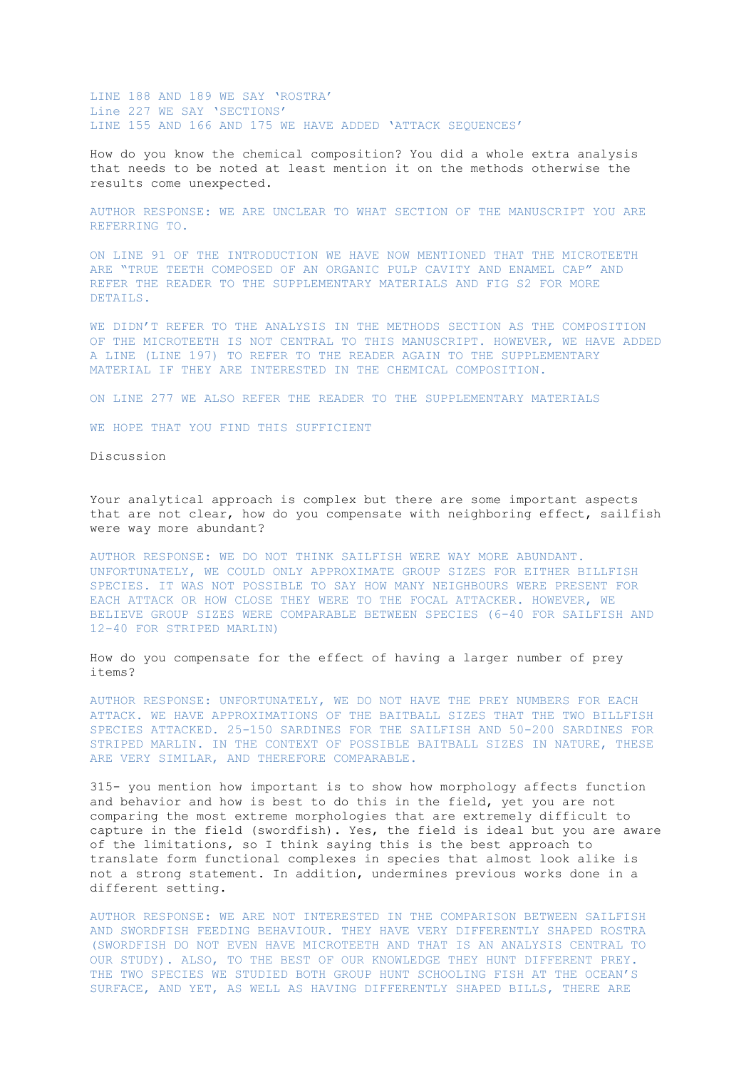LINE 188 AND 189 WE SAY 'ROSTRA'
Line 227 WE SAY 'SECTIONS'
LINE 155 AND 166 AND 175 WE HAVE ADDED 'ATTACK SEQUENCES'

How do you know the chemical composition? You did a whole extra analysis that needs to be noted at least mention it on the methods otherwise the results come unexpected.

AUTHOR RESPONSE: WE ARE UNCLEAR TO WHAT SECTION OF THE MANUSCRIPT YOU ARE REFERRING TO.

ON LINE 91 OF THE INTRODUCTION WE HAVE NOW MENTIONED THAT THE MICROTEETH ARE "TRUE TEETH COMPOSED OF AN ORGANIC PULP CAVITY AND ENAMEL CAP" AND REFER THE READER TO THE SUPPLEMENTARY MATERIALS AND FIG S2 FOR MORE DETAILS.

WE DIDN'T REFER TO THE ANALYSIS IN THE METHODS SECTION AS THE COMPOSITION OF THE MICROTEETH IS NOT CENTRAL TO THIS MANUSCRIPT. HOWEVER, WE HAVE ADDED A LINE (LINE 197) TO REFER TO THE READER AGAIN TO THE SUPPLEMENTARY MATERIAL IF THEY ARE INTERESTED IN THE CHEMICAL COMPOSITION.

ON LINE 277 WE ALSO REFER THE READER TO THE SUPPLEMENTARY MATERIALS

WE HOPE THAT YOU FIND THIS SUFFICIENT

Discussion

Your analytical approach is complex but there are some important aspects that are not clear, how do you compensate with neighboring effect, sailfish were way more abundant?

AUTHOR RESPONSE: WE DO NOT THINK SAILFISH WERE WAY MORE ABUNDANT. UNFORTUNATELY, WE COULD ONLY APPROXIMATE GROUP SIZES FOR EITHER BILLFISH SPECIES. IT WAS NOT POSSIBLE TO SAY HOW MANY NEIGHBOURS WERE PRESENT FOR EACH ATTACK OR HOW CLOSE THEY WERE TO THE FOCAL ATTACKER. HOWEVER, WE BELIEVE GROUP SIZES WERE COMPARABLE BETWEEN SPECIES (6-40 FOR SAILFISH AND 12-40 FOR STRIPED MARLIN)

How do you compensate for the effect of having a larger number of prey items?

AUTHOR RESPONSE: UNFORTUNATELY, WE DO NOT HAVE THE PREY NUMBERS FOR EACH ATTACK. WE HAVE APPROXIMATIONS OF THE BAITBALL SIZES THAT THE TWO BILLFISH SPECIES ATTACKED. 25-150 SARDINES FOR THE SAILFISH AND 50-200 SARDINES FOR STRIPED MARLIN. IN THE CONTEXT OF POSSIBLE BAITBALL SIZES IN NATURE, THESE ARE VERY SIMILAR, AND THEREFORE COMPARABLE.

315- you mention how important is to show how morphology affects function and behavior and how is best to do this in the field, yet you are not comparing the most extreme morphologies that are extremely difficult to capture in the field (swordfish). Yes, the field is ideal but you are aware of the limitations, so I think saying this is the best approach to translate form functional complexes in species that almost look alike is not a strong statement. In addition, undermines previous works done in a different setting.

AUTHOR RESPONSE: WE ARE NOT INTERESTED IN THE COMPARISON BETWEEN SAILFISH AND SWORDFISH FEEDING BEHAVIOUR. THEY HAVE VERY DIFFERENTLY SHAPED ROSTRA (SWORDFISH DO NOT EVEN HAVE MICROTEETH AND THAT IS AN ANALYSIS CENTRAL TO OUR STUDY). ALSO, TO THE BEST OF OUR KNOWLEDGE THEY HUNT DIFFERENT PREY. THE TWO SPECIES WE STUDIED BOTH GROUP HUNT SCHOOLING FISH AT THE OCEAN'S SURFACE, AND YET, AS WELL AS HAVING DIFFERENTLY SHAPED BILLS, THERE ARE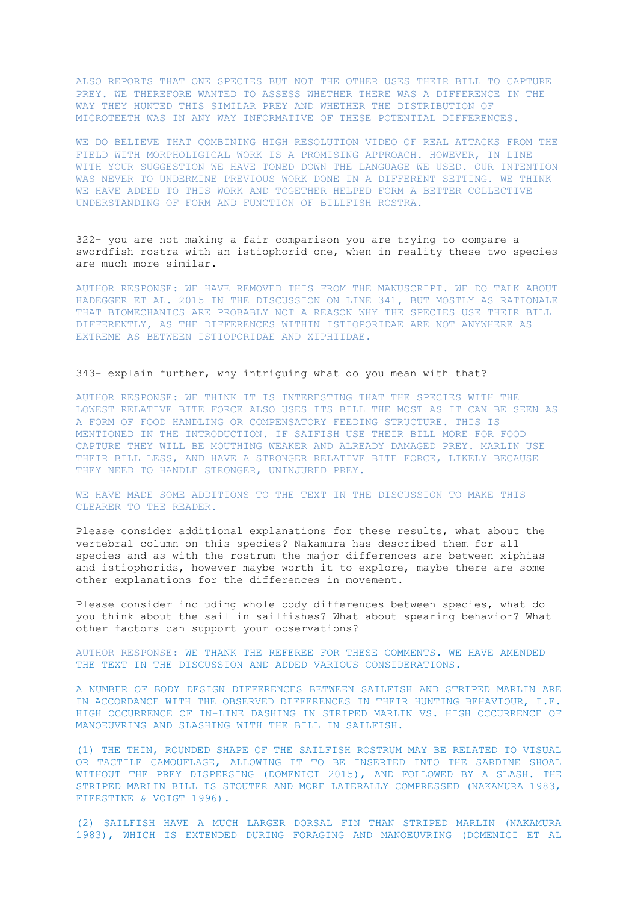ALSO REPORTS THAT ONE SPECIES BUT NOT THE OTHER USES THEIR BILL TO CAPTURE PREY. WE THEREFORE WANTED TO ASSESS WHETHER THERE WAS A DIFFERENCE IN THE WAY THEY HUNTED THIS SIMILAR PREY AND WHETHER THE DISTRIBUTION OF MICROTEETH WAS IN ANY WAY INFORMATIVE OF THESE POTENTIAL DIFFERENCES.

WE DO BELIEVE THAT COMBINING HIGH RESOLUTION VIDEO OF REAL ATTACKS FROM THE FIELD WITH MORPHOLIGICAL WORK IS A PROMISING APPROACH. HOWEVER, IN LINE WITH YOUR SUGGESTION WE HAVE TONED DOWN THE LANGUAGE WE USED. OUR INTENTION WAS NEVER TO UNDERMINE PREVIOUS WORK DONE IN A DIFFERENT SETTING. WE THINK WE HAVE ADDED TO THIS WORK AND TOGETHER HELPED FORM A BETTER COLLECTIVE UNDERSTANDING OF FORM AND FUNCTION OF BILLFISH ROSTRA.

322- you are not making a fair comparison you are trying to compare a swordfish rostra with an istiophorid one, when in reality these two species are much more similar.

AUTHOR RESPONSE: WE HAVE REMOVED THIS FROM THE MANUSCRIPT. WE DO TALK ABOUT HADEGGER ET AL. 2015 IN THE DISCUSSION ON LINE 341, BUT MOSTLY AS RATIONALE THAT BIOMECHANICS ARE PROBABLY NOT A REASON WHY THE SPECIES USE THEIR BILL DIFFERENTLY, AS THE DIFFERENCES WITHIN ISTIOPORIDAE ARE NOT ANYWHERE AS EXTREME AS BETWEEN ISTIOPORIDAE AND XIPHIIDAE.

343- explain further, why intriguing what do you mean with that?

AUTHOR RESPONSE: WE THINK IT IS INTERESTING THAT THE SPECIES WITH THE LOWEST RELATIVE BITE FORCE ALSO USES ITS BILL THE MOST AS IT CAN BE SEEN AS A FORM OF FOOD HANDLING OR COMPENSATORY FEEDING STRUCTURE. THIS IS MENTIONED IN THE INTRODUCTION. IF SAIFISH USE THEIR BILL MORE FOR FOOD CAPTURE THEY WILL BE MOUTHING WEAKER AND ALREADY DAMAGED PREY. MARLIN USE THEIR BILL LESS, AND HAVE A STRONGER RELATIVE BITE FORCE, LIKELY BECAUSE THEY NEED TO HANDLE STRONGER, UNINJURED PREY.

WE HAVE MADE SOME ADDITIONS TO THE TEXT IN THE DISCUSSION TO MAKE THIS CLEARER TO THE READER.

Please consider additional explanations for these results, what about the vertebral column on this species? Nakamura has described them for all species and as with the rostrum the major differences are between xiphias and istiophorids, however maybe worth it to explore, maybe there are some other explanations for the differences in movement.

Please consider including whole body differences between species, what do you think about the sail in sailfishes? What about spearing behavior? What other factors can support your observations?

AUTHOR RESPONSE: WE THANK THE REFEREE FOR THESE COMMENTS. WE HAVE AMENDED THE TEXT IN THE DISCUSSION AND ADDED VARIOUS CONSIDERATIONS.

A NUMBER OF BODY DESIGN DIFFERENCES BETWEEN SAILFISH AND STRIPED MARLIN ARE IN ACCORDANCE WITH THE OBSERVED DIFFERENCES IN THEIR HUNTING BEHAVIOUR, I.E. HIGH OCCURRENCE OF IN-LINE DASHING IN STRIPED MARLIN VS. HIGH OCCURRENCE OF MANOEUVRING AND SLASHING WITH THE BILL IN SAILFISH.

(1) THE THIN, ROUNDED SHAPE OF THE SAILFISH ROSTRUM MAY BE RELATED TO VISUAL OR TACTILE CAMOUFLAGE, ALLOWING IT TO BE INSERTED INTO THE SARDINE SHOAL WITHOUT THE PREY DISPERSING (DOMENICI 2015), AND FOLLOWED BY A SLASH. THE STRIPED MARLIN BILL IS STOUTER AND MORE LATERALLY COMPRESSED (NAKAMURA 1983, FIERSTINE & VOIGT 1996).

(2) SAILFISH HAVE A MUCH LARGER DORSAL FIN THAN STRIPED MARLIN (NAKAMURA 1983), WHICH IS EXTENDED DURING FORAGING AND MANOEUVRING (DOMENICI ET AL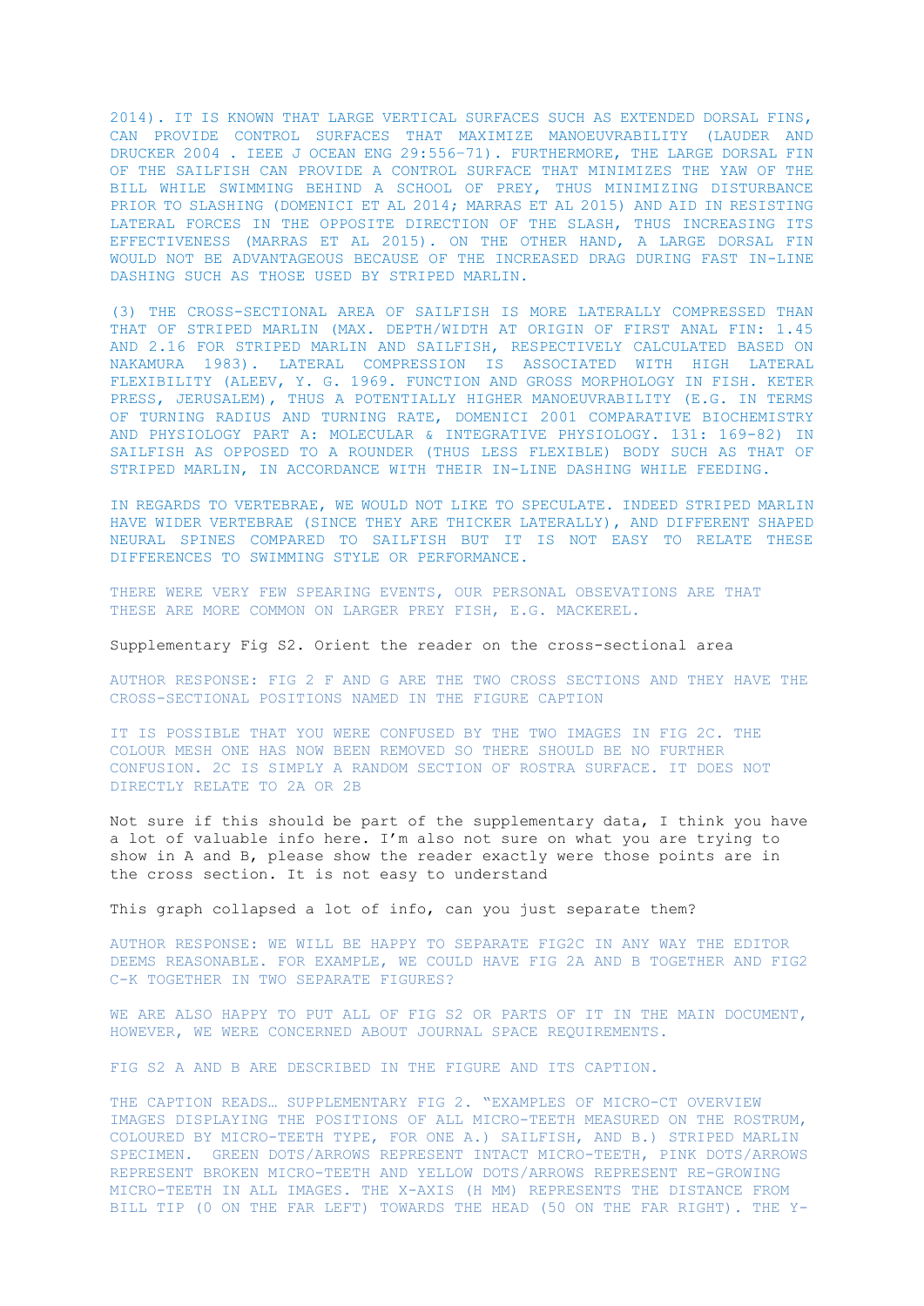2014). IT IS KNOWN THAT LARGE VERTICAL SURFACES SUCH AS EXTENDED DORSAL FINS, CAN PROVIDE CONTROL SURFACES THAT MAXIMIZE MANOEUVRABILITY (LAUDER AND DRUCKER 2004 . IEEE J OCEAN ENG 29:556–71). FURTHERMORE, THE LARGE DORSAL FIN OF THE SAILFISH CAN PROVIDE A CONTROL SURFACE THAT MINIMIZES THE YAW OF THE BILL WHILE SWIMMING BEHIND A SCHOOL OF PREY, THUS MINIMIZING DISTURBANCE PRIOR TO SLASHING (DOMENICI ET AL 2014; MARRAS ET AL 2015) AND AID IN RESISTING LATERAL FORCES IN THE OPPOSITE DIRECTION OF THE SLASH, THUS INCREASING ITS EFFECTIVENESS (MARRAS ET AL 2015). ON THE OTHER HAND, A LARGE DORSAL FIN WOULD NOT BE ADVANTAGEOUS BECAUSE OF THE INCREASED DRAG DURING FAST IN-LINE DASHING SUCH AS THOSE USED BY STRIPED MARLIN.

(3) THE CROSS-SECTIONAL AREA OF SAILFISH IS MORE LATERALLY COMPRESSED THAN THAT OF STRIPED MARLIN (MAX. DEPTH/WIDTH AT ORIGIN OF FIRST ANAL FIN: 1.45 AND 2.16 FOR STRIPED MARLIN AND SAILFISH, RESPECTIVELY CALCULATED BASED ON NAKAMURA 1983). LATERAL COMPRESSION IS ASSOCIATED WITH HIGH LATERAL FLEXIBILITY (ALEEV, Y. G. 1969. FUNCTION AND GROSS MORPHOLOGY IN FISH. KETER PRESS, JERUSALEM), THUS A POTENTIALLY HIGHER MANOEUVRABILITY (E.G. IN TERMS OF TURNING RADIUS AND TURNING RATE, DOMENICI 2001 COMPARATIVE BIOCHEMISTRY AND PHYSIOLOGY PART A: MOLECULAR & INTEGRATIVE PHYSIOLOGY. 131: 169–82) IN SAILFISH AS OPPOSED TO A ROUNDER (THUS LESS FLEXIBLE) BODY SUCH AS THAT OF STRIPED MARLIN, IN ACCORDANCE WITH THEIR IN-LINE DASHING WHILE FEEDING.

IN REGARDS TO VERTEBRAE, WE WOULD NOT LIKE TO SPECULATE. INDEED STRIPED MARLIN HAVE WIDER VERTEBRAE (SINCE THEY ARE THICKER LATERALLY), AND DIFFERENT SHAPED NEURAL SPINES COMPARED TO SAILFISH BUT IT IS NOT EASY TO RELATE THESE DIFFERENCES TO SWIMMING STYLE OR PERFORMANCE.

THERE WERE VERY FEW SPEARING EVENTS, OUR PERSONAL OBSEVATIONS ARE THAT THESE ARE MORE COMMON ON LARGER PREY FISH, E.G. MACKEREL.

Supplementary Fig S2. Orient the reader on the cross-sectional area

AUTHOR RESPONSE: FIG 2 F AND G ARE THE TWO CROSS SECTIONS AND THEY HAVE THE CROSS-SECTIONAL POSITIONS NAMED IN THE FIGURE CAPTION

IT IS POSSIBLE THAT YOU WERE CONFUSED BY THE TWO IMAGES IN FIG 2C. THE COLOUR MESH ONE HAS NOW BEEN REMOVED SO THERE SHOULD BE NO FURTHER CONFUSION. 2C IS SIMPLY A RANDOM SECTION OF ROSTRA SURFACE. IT DOES NOT DIRECTLY RELATE TO 2A OR 2B

Not sure if this should be part of the supplementary data, I think you have a lot of valuable info here. I'm also not sure on what you are trying to show in A and B, please show the reader exactly were those points are in the cross section. It is not easy to understand

This graph collapsed a lot of info, can you just separate them?

AUTHOR RESPONSE: WE WILL BE HAPPY TO SEPARATE FIG2C IN ANY WAY THE EDITOR DEEMS REASONABLE. FOR EXAMPLE, WE COULD HAVE FIG 2A AND B TOGETHER AND FIG2 C-K TOGETHER IN TWO SEPARATE FIGURES?

WE ARE ALSO HAPPY TO PUT ALL OF FIG S2 OR PARTS OF IT IN THE MAIN DOCUMENT, HOWEVER, WE WERE CONCERNED ABOUT JOURNAL SPACE REQUIREMENTS.

FIG S2 A AND B ARE DESCRIBED IN THE FIGURE AND ITS CAPTION.

THE CAPTION READS… SUPPLEMENTARY FIG 2. "EXAMPLES OF MICRO-CT OVERVIEW IMAGES DISPLAYING THE POSITIONS OF ALL MICRO-TEETH MEASURED ON THE ROSTRUM, COLOURED BY MICRO-TEETH TYPE, FOR ONE A.) SAILFISH, AND B.) STRIPED MARLIN SPECIMEN. GREEN DOTS/ARROWS REPRESENT INTACT MICRO-TEETH, PINK DOTS/ARROWS REPRESENT BROKEN MICRO-TEETH AND YELLOW DOTS/ARROWS REPRESENT RE-GROWING MICRO-TEETH IN ALL IMAGES. THE X-AXIS (H MM) REPRESENTS THE DISTANCE FROM BILL TIP (0 ON THE FAR LEFT) TOWARDS THE HEAD (50 ON THE FAR RIGHT). THE Y-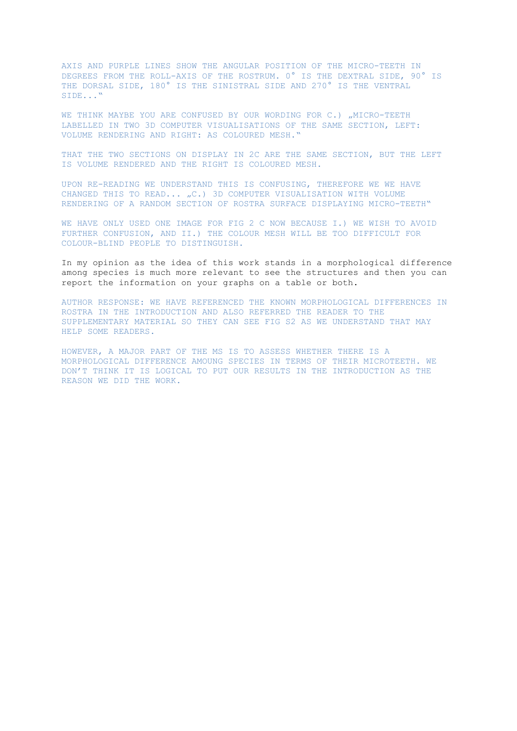AXIS AND PURPLE LINES SHOW THE ANGULAR POSITION OF THE MICRO-TEETH IN DEGREES FROM THE ROLL-AXIS OF THE ROSTRUM. 0° IS THE DEXTRAL SIDE, 90° IS THE DORSAL SIDE, 180° IS THE SINISTRAL SIDE AND 270° IS THE VENTRAL SIDE..."

WE THINK MAYBE YOU ARE CONFUSED BY OUR WORDING FOR C.) „MICRO-TEETH LABELLED IN TWO 3D COMPUTER VISUALISATIONS OF THE SAME SECTION, LEFT: VOLUME RENDERING AND RIGHT: AS COLOURED MESH."

THAT THE TWO SECTIONS ON DISPLAY IN 2C ARE THE SAME SECTION, BUT THE LEFT IS VOLUME RENDERED AND THE RIGHT IS COLOURED MESH.

UPON RE-READING WE UNDERSTAND THIS IS CONFUSING, THEREFORE WE WE HAVE CHANGED THIS TO READ... „C.) 3D COMPUTER VISUALISATION WITH VOLUME RENDERING OF A RANDOM SECTION OF ROSTRA SURFACE DISPLAYING MICRO-TEETH"

WE HAVE ONLY USED ONE IMAGE FOR FIG 2 C NOW BECAUSE I.) WE WISH TO AVOID FURTHER CONFUSION, AND II.) THE COLOUR MESH WILL BE TOO DIFFICULT FOR COLOUR-BLIND PEOPLE TO DISTINGUISH.

In my opinion as the idea of this work stands in a morphological difference among species is much more relevant to see the structures and then you can report the information on your graphs on a table or both.

AUTHOR RESPONSE: WE HAVE REFERENCED THE KNOWN MORPHOLOGICAL DIFFERENCES IN ROSTRA IN THE INTRODUCTION AND ALSO REFERRED THE READER TO THE SUPPLEMENTARY MATERIAL SO THEY CAN SEE FIG S2 AS WE UNDERSTAND THAT MAY HELP SOME READERS.

HOWEVER, A MAJOR PART OF THE MS IS TO ASSESS WHETHER THERE IS A MORPHOLOGICAL DIFFERENCE AMOUNG SPECIES IN TERMS OF THEIR MICROTEETH. WE DON'T THINK IT IS LOGICAL TO PUT OUR RESULTS IN THE INTRODUCTION AS THE REASON WE DID THE WORK.